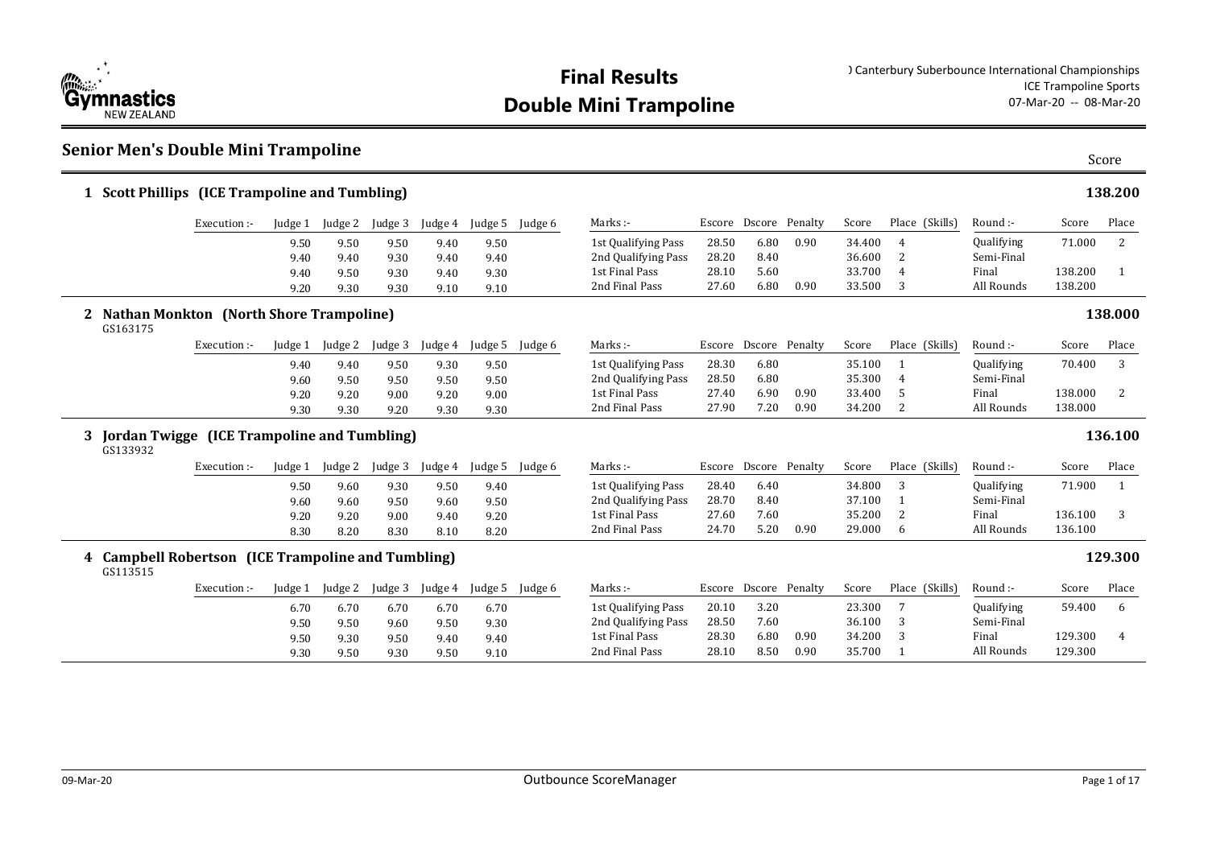# Final Results
# Double Mini Trampoline

) Canterbury Suberbounce International Championships
ICE Trampoline Sports
07-Mar-20 -- 08-Mar-20

## Senior Men's Double Mini Trampoline

Score

### 1 Scott Phillips (ICE Trampoline and Tumbling) — 138.200

| Execution :- | Judge 1 | Judge 2 | Judge 3 | Judge 4 | Judge 5 | Judge 6 | Marks :- | Escore | Dscore | Penalty | Score | Place (Skills) | Round :- | Score | Place |
|---|---|---|---|---|---|---|---|---|---|---|---|---|---|---|---|
| | 9.50 | 9.50 | 9.50 | 9.40 | 9.50 | | 1st Qualifying Pass | 28.50 | 6.80 | 0.90 | 34.400 | 4 | Qualifying | 71.000 | 2 |
| | 9.40 | 9.40 | 9.30 | 9.40 | 9.40 | | 2nd Qualifying Pass | 28.20 | 8.40 | | 36.600 | 2 | Semi-Final | | |
| | 9.40 | 9.50 | 9.30 | 9.40 | 9.30 | | 1st Final Pass | 28.10 | 5.60 | | 33.700 | 4 | Final | 138.200 | 1 |
| | 9.20 | 9.30 | 9.30 | 9.10 | 9.10 | | 2nd Final Pass | 27.60 | 6.80 | 0.90 | 33.500 | 3 | All Rounds | 138.200 | |

### 2 Nathan Monkton (North Shore Trampoline) — 138.000

GS163175

| Execution :- | Judge 1 | Judge 2 | Judge 3 | Judge 4 | Judge 5 | Judge 6 | Marks :- | Escore | Dscore | Penalty | Score | Place (Skills) | Round :- | Score | Place |
|---|---|---|---|---|---|---|---|---|---|---|---|---|---|---|---|
| | 9.40 | 9.40 | 9.50 | 9.30 | 9.50 | | 1st Qualifying Pass | 28.30 | 6.80 | | 35.100 | 1 | Qualifying | 70.400 | 3 |
| | 9.60 | 9.50 | 9.50 | 9.50 | 9.50 | | 2nd Qualifying Pass | 28.50 | 6.80 | | 35.300 | 4 | Semi-Final | | |
| | 9.20 | 9.20 | 9.00 | 9.20 | 9.00 | | 1st Final Pass | 27.40 | 6.90 | 0.90 | 33.400 | 5 | Final | 138.000 | 2 |
| | 9.30 | 9.30 | 9.20 | 9.30 | 9.30 | | 2nd Final Pass | 27.90 | 7.20 | 0.90 | 34.200 | 2 | All Rounds | 138.000 | |

### 3 Jordan Twigge (ICE Trampoline and Tumbling) — 136.100

GS133932

| Execution :- | Judge 1 | Judge 2 | Judge 3 | Judge 4 | Judge 5 | Judge 6 | Marks :- | Escore | Dscore | Penalty | Score | Place (Skills) | Round :- | Score | Place |
|---|---|---|---|---|---|---|---|---|---|---|---|---|---|---|---|
| | 9.50 | 9.60 | 9.30 | 9.50 | 9.40 | | 1st Qualifying Pass | 28.40 | 6.40 | | 34.800 | 3 | Qualifying | 71.900 | 1 |
| | 9.60 | 9.60 | 9.50 | 9.60 | 9.50 | | 2nd Qualifying Pass | 28.70 | 8.40 | | 37.100 | 1 | Semi-Final | | |
| | 9.20 | 9.20 | 9.00 | 9.40 | 9.20 | | 1st Final Pass | 27.60 | 7.60 | | 35.200 | 2 | Final | 136.100 | 3 |
| | 8.30 | 8.20 | 8.30 | 8.10 | 8.20 | | 2nd Final Pass | 24.70 | 5.20 | 0.90 | 29.000 | 6 | All Rounds | 136.100 | |

### 4 Campbell Robertson (ICE Trampoline and Tumbling) — 129.300

GS113515

| Execution :- | Judge 1 | Judge 2 | Judge 3 | Judge 4 | Judge 5 | Judge 6 | Marks :- | Escore | Dscore | Penalty | Score | Place (Skills) | Round :- | Score | Place |
|---|---|---|---|---|---|---|---|---|---|---|---|---|---|---|---|
| | 6.70 | 6.70 | 6.70 | 6.70 | 6.70 | | 1st Qualifying Pass | 20.10 | 3.20 | | 23.300 | 7 | Qualifying | 59.400 | 6 |
| | 9.50 | 9.50 | 9.60 | 9.50 | 9.30 | | 2nd Qualifying Pass | 28.50 | 7.60 | | 36.100 | 3 | Semi-Final | | |
| | 9.50 | 9.30 | 9.50 | 9.40 | 9.40 | | 1st Final Pass | 28.30 | 6.80 | 0.90 | 34.200 | 3 | Final | 129.300 | 4 |
| | 9.30 | 9.50 | 9.30 | 9.50 | 9.10 | | 2nd Final Pass | 28.10 | 8.50 | 0.90 | 35.700 | 1 | All Rounds | 129.300 | |

09-Mar-20 Outbounce ScoreManager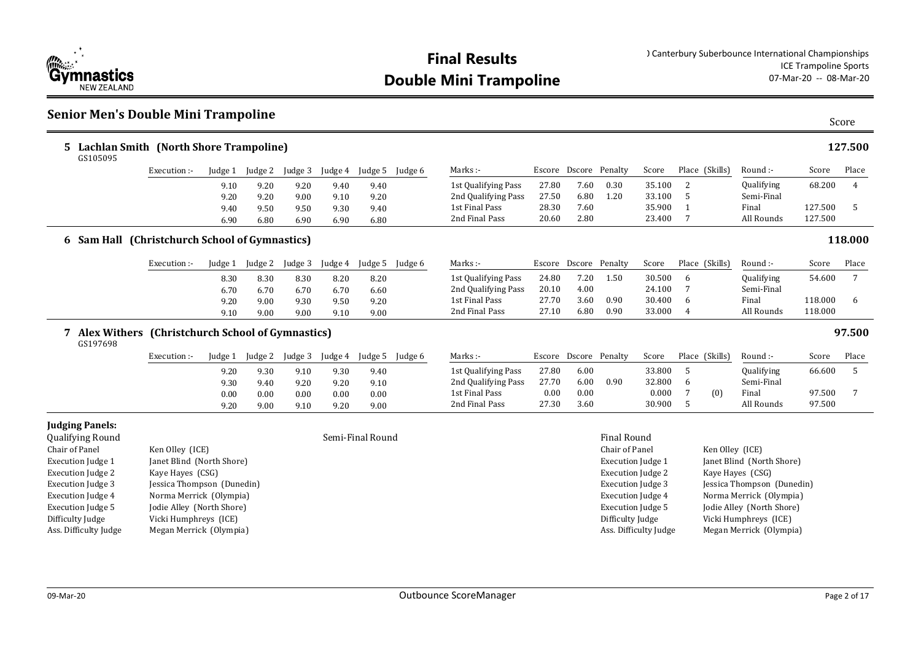# Final Results
# Double Mini Trampoline

) Canterbury Suberbounce International Championships
ICE Trampoline Sports
07-Mar-20 -- 08-Mar-20

## Senior Men's Double Mini Trampoline

Score

### 5 Lachlan Smith (North Shore Trampoline) — 127.500

GS105095

| Execution :- | Judge 1 | Judge 2 | Judge 3 | Judge 4 | Judge 5 | Judge 6 | Marks :- | Escore | Dscore | Penalty | Score | Place | (Skills) | Round :- | Score | Place |
|---|---|---|---|---|---|---|---|---|---|---|---|---|---|---|---|---|
| | 9.10 | 9.20 | 9.20 | 9.40 | 9.40 | | 1st Qualifying Pass | 27.80 | 7.60 | 0.30 | 35.100 | 2 | | Qualifying | 68.200 | 4 |
| | 9.20 | 9.20 | 9.00 | 9.10 | 9.20 | | 2nd Qualifying Pass | 27.50 | 6.80 | 1.20 | 33.100 | 5 | | Semi-Final | | |
| | 9.40 | 9.50 | 9.50 | 9.30 | 9.40 | | 1st Final Pass | 28.30 | 7.60 | | 35.900 | 1 | | Final | 127.500 | 5 |
| | 6.90 | 6.80 | 6.90 | 6.90 | 6.80 | | 2nd Final Pass | 20.60 | 2.80 | | 23.400 | 7 | | All Rounds | 127.500 | |

### 6 Sam Hall (Christchurch School of Gymnastics) — 118.000

| Execution :- | Judge 1 | Judge 2 | Judge 3 | Judge 4 | Judge 5 | Judge 6 | Marks :- | Escore | Dscore | Penalty | Score | Place | (Skills) | Round :- | Score | Place |
|---|---|---|---|---|---|---|---|---|---|---|---|---|---|---|---|---|
| | 8.30 | 8.30 | 8.30 | 8.20 | 8.20 | | 1st Qualifying Pass | 24.80 | 7.20 | 1.50 | 30.500 | 6 | | Qualifying | 54.600 | 7 |
| | 6.70 | 6.70 | 6.70 | 6.70 | 6.60 | | 2nd Qualifying Pass | 20.10 | 4.00 | | 24.100 | 7 | | Semi-Final | | |
| | 9.20 | 9.00 | 9.30 | 9.50 | 9.20 | | 1st Final Pass | 27.70 | 3.60 | 0.90 | 30.400 | 6 | | Final | 118.000 | 6 |
| | 9.10 | 9.00 | 9.00 | 9.10 | 9.00 | | 2nd Final Pass | 27.10 | 6.80 | 0.90 | 33.000 | 4 | | All Rounds | 118.000 | |

### 7 Alex Withers (Christchurch School of Gymnastics) — 97.500

GS197698

| Execution :- | Judge 1 | Judge 2 | Judge 3 | Judge 4 | Judge 5 | Judge 6 | Marks :- | Escore | Dscore | Penalty | Score | Place | (Skills) | Round :- | Score | Place |
|---|---|---|---|---|---|---|---|---|---|---|---|---|---|---|---|---|
| | 9.20 | 9.30 | 9.10 | 9.30 | 9.40 | | 1st Qualifying Pass | 27.80 | 6.00 | | 33.800 | 5 | | Qualifying | 66.600 | 5 |
| | 9.30 | 9.40 | 9.20 | 9.20 | 9.10 | | 2nd Qualifying Pass | 27.70 | 6.00 | 0.90 | 32.800 | 6 | | Semi-Final | | |
| | 0.00 | 0.00 | 0.00 | 0.00 | 0.00 | | 1st Final Pass | 0.00 | 0.00 | | 0.000 | 7 | (0) | Final | 97.500 | 7 |
| | 9.20 | 9.00 | 9.10 | 9.20 | 9.00 | | 2nd Final Pass | 27.30 | 3.60 | | 30.900 | 5 | | All Rounds | 97.500 | |

**Judging Panels:**

**Qualifying Round**

| Role | Name |
|---|---|
| Chair of Panel | Ken Olley (ICE) |
| Execution Judge 1 | Janet Blind (North Shore) |
| Execution Judge 2 | Kaye Hayes (CSG) |
| Execution Judge 3 | Jessica Thompson (Dunedin) |
| Execution Judge 4 | Norma Merrick (Olympia) |
| Execution Judge 5 | Jodie Alley (North Shore) |
| Difficulty Judge | Vicki Humphreys (ICE) |
| Ass. Difficulty Judge | Megan Merrick (Olympia) |

**Semi-Final Round**

**Final Round**

| Role | Name |
|---|---|
| Chair of Panel | Ken Olley (ICE) |
| Execution Judge 1 | Janet Blind (North Shore) |
| Execution Judge 2 | Kaye Hayes (CSG) |
| Execution Judge 3 | Jessica Thompson (Dunedin) |
| Execution Judge 4 | Norma Merrick (Olympia) |
| Execution Judge 5 | Jodie Alley (North Shore) |
| Difficulty Judge | Vicki Humphreys (ICE) |
| Ass. Difficulty Judge | Megan Merrick (Olympia) |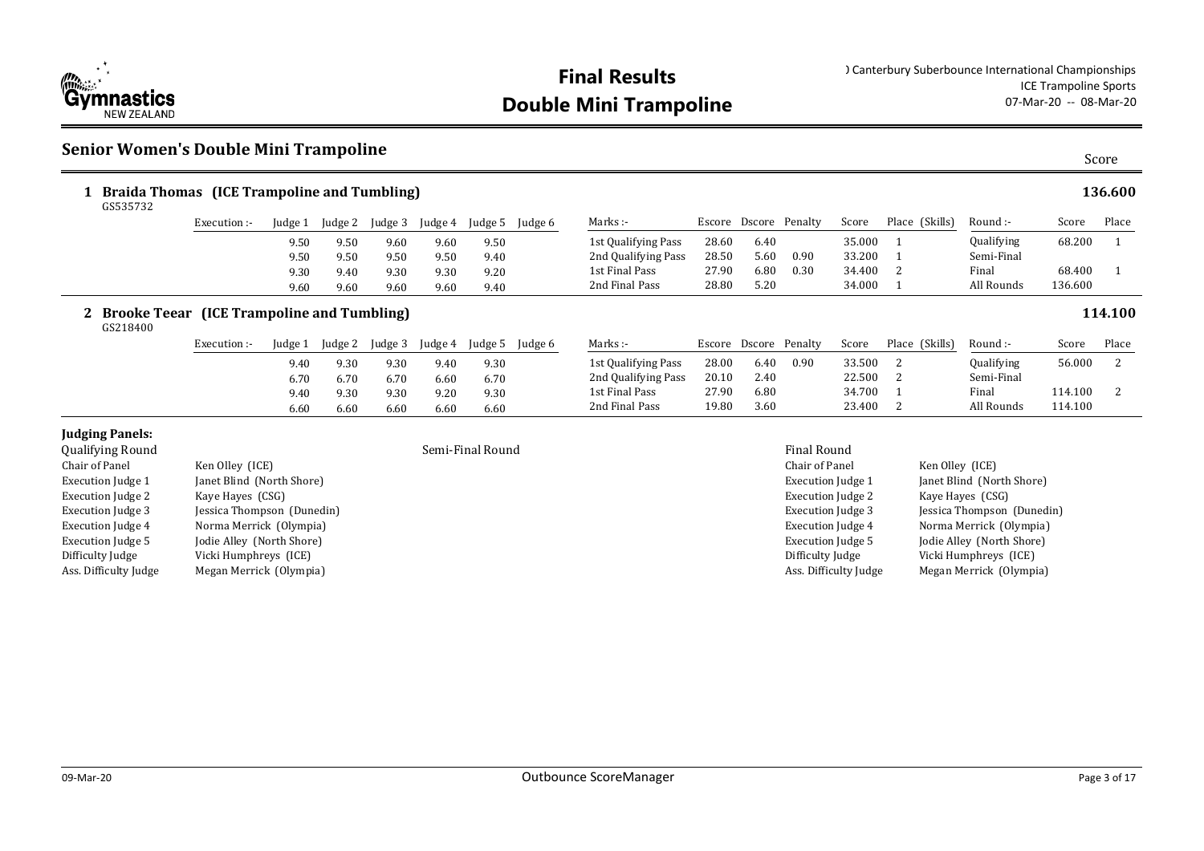# Final Results
# Double Mini Trampoline

) Canterbury Suberbounce International Championships
ICE Trampoline Sports
07-Mar-20 -- 08-Mar-20

## Senior Women's Double Mini Trampoline

Score

### 1 Braida Thomas (ICE Trampoline and Tumbling) — 136.600

GS535732

| Execution :- | Judge 1 | Judge 2 | Judge 3 | Judge 4 | Judge 5 | Judge 6 | Marks :- | Escore | Dscore | Penalty | Score | Place (Skills) | Round :- | Score | Place |
|---|---|---|---|---|---|---|---|---|---|---|---|---|---|---|---|
| | 9.50 | 9.50 | 9.60 | 9.60 | 9.50 | | 1st Qualifying Pass | 28.60 | 6.40 | | 35.000 | 1 | Qualifying | 68.200 | 1 |
| | 9.50 | 9.50 | 9.50 | 9.50 | 9.40 | | 2nd Qualifying Pass | 28.50 | 5.60 | 0.90 | 33.200 | 1 | Semi-Final | | |
| | 9.30 | 9.40 | 9.30 | 9.30 | 9.20 | | 1st Final Pass | 27.90 | 6.80 | 0.30 | 34.400 | 2 | Final | 68.400 | 1 |
| | 9.60 | 9.60 | 9.60 | 9.60 | 9.40 | | 2nd Final Pass | 28.80 | 5.20 | | 34.000 | 1 | All Rounds | 136.600 | |

### 2 Brooke Teear (ICE Trampoline and Tumbling) — 114.100

GS218400

| Execution :- | Judge 1 | Judge 2 | Judge 3 | Judge 4 | Judge 5 | Judge 6 | Marks :- | Escore | Dscore | Penalty | Score | Place (Skills) | Round :- | Score | Place |
|---|---|---|---|---|---|---|---|---|---|---|---|---|---|---|---|
| | 9.40 | 9.30 | 9.30 | 9.40 | 9.30 | | 1st Qualifying Pass | 28.00 | 6.40 | 0.90 | 33.500 | 2 | Qualifying | 56.000 | 2 |
| | 6.70 | 6.70 | 6.70 | 6.60 | 6.70 | | 2nd Qualifying Pass | 20.10 | 2.40 | | 22.500 | 2 | Semi-Final | | |
| | 9.40 | 9.30 | 9.30 | 9.20 | 9.30 | | 1st Final Pass | 27.90 | 6.80 | | 34.700 | 1 | Final | 114.100 | 2 |
| | 6.60 | 6.60 | 6.60 | 6.60 | 6.60 | | 2nd Final Pass | 19.80 | 3.60 | | 23.400 | 2 | All Rounds | 114.100 | |

**Judging Panels:**

**Qualifying Round**

| Role | Name |
|---|---|
| Chair of Panel | Ken Olley (ICE) |
| Execution Judge 1 | Janet Blind (North Shore) |
| Execution Judge 2 | Kaye Hayes (CSG) |
| Execution Judge 3 | Jessica Thompson (Dunedin) |
| Execution Judge 4 | Norma Merrick (Olympia) |
| Execution Judge 5 | Jodie Alley (North Shore) |
| Difficulty Judge | Vicki Humphreys (ICE) |
| Ass. Difficulty Judge | Megan Merrick (Olympia) |

**Semi-Final Round**

**Final Round**

| Role | Name |
|---|---|
| Chair of Panel | Ken Olley (ICE) |
| Execution Judge 1 | Janet Blind (North Shore) |
| Execution Judge 2 | Kaye Hayes (CSG) |
| Execution Judge 3 | Jessica Thompson (Dunedin) |
| Execution Judge 4 | Norma Merrick (Olympia) |
| Execution Judge 5 | Jodie Alley (North Shore) |
| Difficulty Judge | Vicki Humphreys (ICE) |
| Ass. Difficulty Judge | Megan Merrick (Olympia) |

09-Mar-20 Outbounce ScoreManager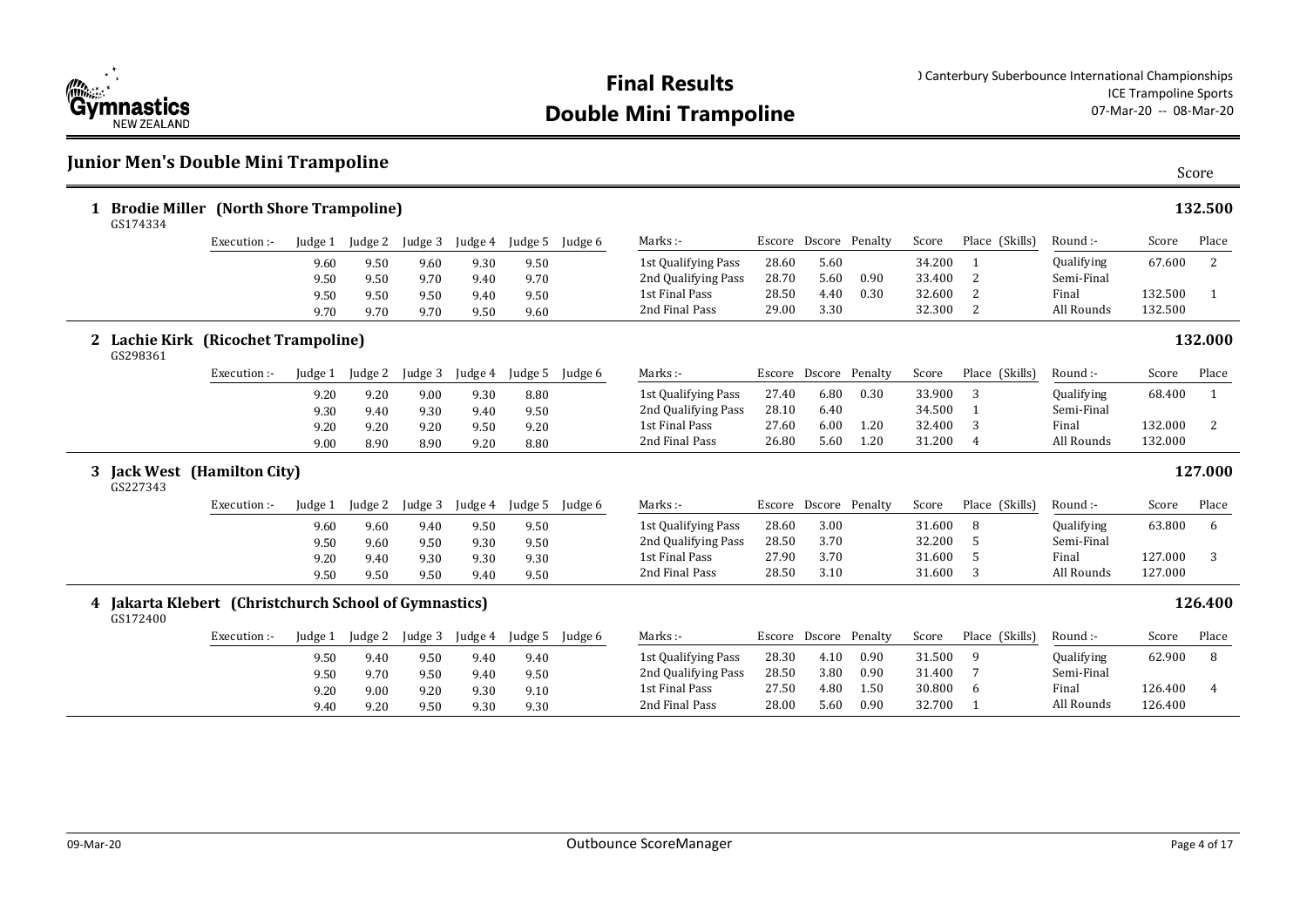# Final Results
## Double Mini Trampoline

) Canterbury Suberbounce International Championships
ICE Trampoline Sports
07-Mar-20 -- 08-Mar-20

## Junior Men's Double Mini Trampoline

Score

### 1 Brodie Miller (North Shore Trampoline) — 132.500

GS174334

| Execution :- | Judge 1 | Judge 2 | Judge 3 | Judge 4 | Judge 5 | Judge 6 | Marks :- | Escore | Dscore | Penalty | Score | Place (Skills) | Round :- | Score | Place |
|---|---|---|---|---|---|---|---|---|---|---|---|---|---|---|---|
| | 9.60 | 9.50 | 9.60 | 9.30 | 9.50 | | 1st Qualifying Pass | 28.60 | 5.60 | | 34.200 | 1 | Qualifying | 67.600 | 2 |
| | 9.50 | 9.50 | 9.70 | 9.40 | 9.70 | | 2nd Qualifying Pass | 28.70 | 5.60 | 0.90 | 33.400 | 2 | Semi-Final | | |
| | 9.50 | 9.50 | 9.50 | 9.40 | 9.50 | | 1st Final Pass | 28.50 | 4.40 | 0.30 | 32.600 | 2 | Final | 132.500 | 1 |
| | 9.70 | 9.70 | 9.70 | 9.50 | 9.60 | | 2nd Final Pass | 29.00 | 3.30 | | 32.300 | 2 | All Rounds | 132.500 | |

### 2 Lachie Kirk (Ricochet Trampoline) — 132.000

GS298361

| Execution :- | Judge 1 | Judge 2 | Judge 3 | Judge 4 | Judge 5 | Judge 6 | Marks :- | Escore | Dscore | Penalty | Score | Place (Skills) | Round :- | Score | Place |
|---|---|---|---|---|---|---|---|---|---|---|---|---|---|---|---|
| | 9.20 | 9.20 | 9.00 | 9.30 | 8.80 | | 1st Qualifying Pass | 27.40 | 6.80 | 0.30 | 33.900 | 3 | Qualifying | 68.400 | 1 |
| | 9.30 | 9.40 | 9.30 | 9.40 | 9.50 | | 2nd Qualifying Pass | 28.10 | 6.40 | | 34.500 | 1 | Semi-Final | | |
| | 9.20 | 9.20 | 9.20 | 9.50 | 9.20 | | 1st Final Pass | 27.60 | 6.00 | 1.20 | 32.400 | 3 | Final | 132.000 | 2 |
| | 9.00 | 8.90 | 8.90 | 9.20 | 8.80 | | 2nd Final Pass | 26.80 | 5.60 | 1.20 | 31.200 | 4 | All Rounds | 132.000 | |

### 3 Jack West (Hamilton City) — 127.000

GS227343

| Execution :- | Judge 1 | Judge 2 | Judge 3 | Judge 4 | Judge 5 | Judge 6 | Marks :- | Escore | Dscore | Penalty | Score | Place (Skills) | Round :- | Score | Place |
|---|---|---|---|---|---|---|---|---|---|---|---|---|---|---|---|
| | 9.60 | 9.60 | 9.40 | 9.50 | 9.50 | | 1st Qualifying Pass | 28.60 | 3.00 | | 31.600 | 8 | Qualifying | 63.800 | 6 |
| | 9.50 | 9.60 | 9.50 | 9.30 | 9.50 | | 2nd Qualifying Pass | 28.50 | 3.70 | | 32.200 | 5 | Semi-Final | | |
| | 9.20 | 9.40 | 9.30 | 9.30 | 9.30 | | 1st Final Pass | 27.90 | 3.70 | | 31.600 | 5 | Final | 127.000 | 3 |
| | 9.50 | 9.50 | 9.50 | 9.40 | 9.50 | | 2nd Final Pass | 28.50 | 3.10 | | 31.600 | 3 | All Rounds | 127.000 | |

### 4 Jakarta Klebert (Christchurch School of Gymnastics) — 126.400

GS172400

| Execution :- | Judge 1 | Judge 2 | Judge 3 | Judge 4 | Judge 5 | Judge 6 | Marks :- | Escore | Dscore | Penalty | Score | Place (Skills) | Round :- | Score | Place |
|---|---|---|---|---|---|---|---|---|---|---|---|---|---|---|---|
| | 9.50 | 9.40 | 9.50 | 9.40 | 9.40 | | 1st Qualifying Pass | 28.30 | 4.10 | 0.90 | 31.500 | 9 | Qualifying | 62.900 | 8 |
| | 9.50 | 9.70 | 9.50 | 9.40 | 9.50 | | 2nd Qualifying Pass | 28.50 | 3.80 | 0.90 | 31.400 | 7 | Semi-Final | | |
| | 9.20 | 9.00 | 9.20 | 9.30 | 9.10 | | 1st Final Pass | 27.50 | 4.80 | 1.50 | 30.800 | 6 | Final | 126.400 | 4 |
| | 9.40 | 9.20 | 9.50 | 9.30 | 9.30 | | 2nd Final Pass | 28.00 | 5.60 | 0.90 | 32.700 | 1 | All Rounds | 126.400 | |

09-Mar-20 — Outbounce ScoreManager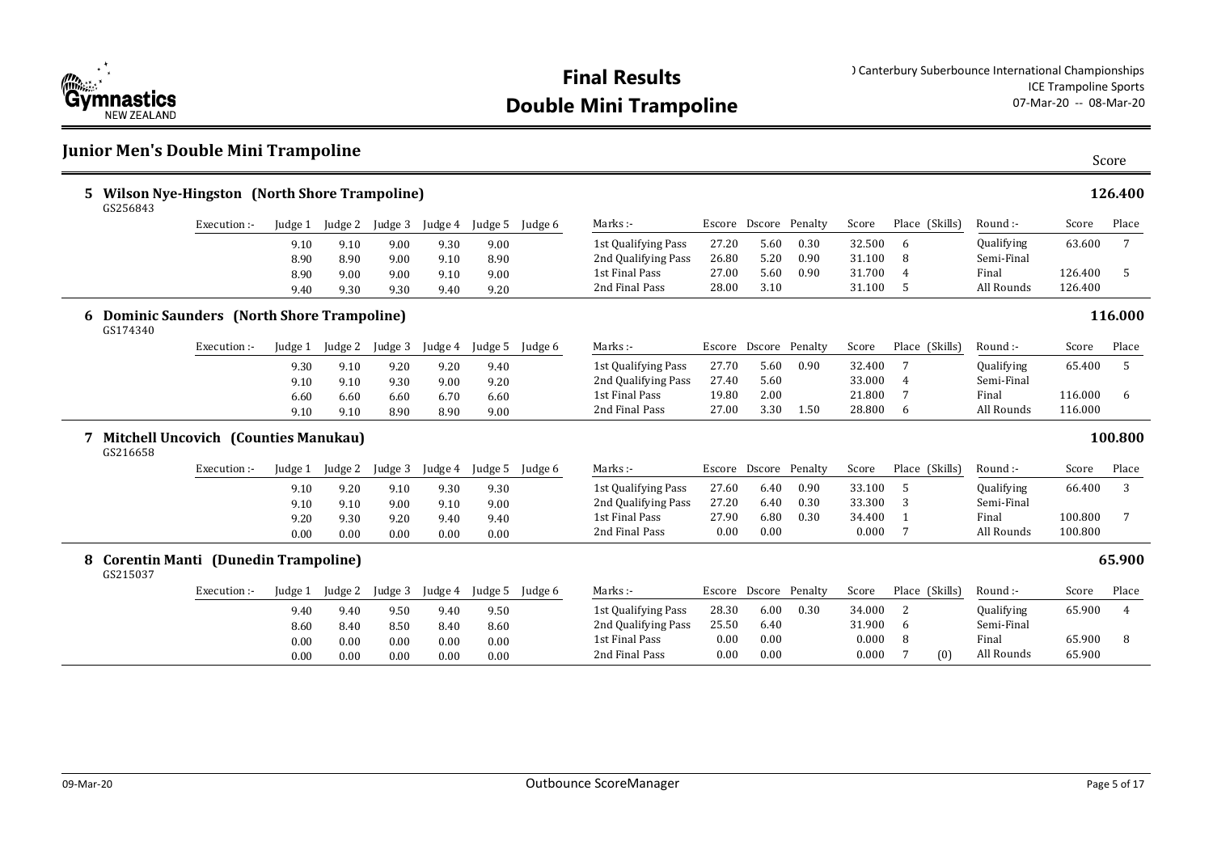# Final Results

# Double Mini Trampoline

) Canterbury Suberbounce International Championships
ICE Trampoline Sports
07-Mar-20 -- 08-Mar-20

## Junior Men's Double Mini Trampoline

Score

### 5 Wilson Nye-Hingston (North Shore Trampoline) — 126.400

GS256843

| Execution :- | Judge 1 | Judge 2 | Judge 3 | Judge 4 | Judge 5 | Judge 6 | Marks :- | Escore | Dscore | Penalty | Score | Place | (Skills) | Round :- | Score | Place |
|---|---|---|---|---|---|---|---|---|---|---|---|---|---|---|---|---|
| | 9.10 | 9.10 | 9.00 | 9.30 | 9.00 | | 1st Qualifying Pass | 27.20 | 5.60 | 0.30 | 32.500 | 6 | | Qualifying | 63.600 | 7 |
| | 8.90 | 8.90 | 9.00 | 9.10 | 8.90 | | 2nd Qualifying Pass | 26.80 | 5.20 | 0.90 | 31.100 | 8 | | Semi-Final | | |
| | 8.90 | 9.00 | 9.00 | 9.10 | 9.00 | | 1st Final Pass | 27.00 | 5.60 | 0.90 | 31.700 | 4 | | Final | 126.400 | 5 |
| | 9.40 | 9.30 | 9.30 | 9.40 | 9.20 | | 2nd Final Pass | 28.00 | 3.10 | | 31.100 | 5 | | All Rounds | 126.400 | |

### 6 Dominic Saunders (North Shore Trampoline) — 116.000

GS174340

| Execution :- | Judge 1 | Judge 2 | Judge 3 | Judge 4 | Judge 5 | Judge 6 | Marks :- | Escore | Dscore | Penalty | Score | Place | (Skills) | Round :- | Score | Place |
|---|---|---|---|---|---|---|---|---|---|---|---|---|---|---|---|---|
| | 9.30 | 9.10 | 9.20 | 9.20 | 9.40 | | 1st Qualifying Pass | 27.70 | 5.60 | 0.90 | 32.400 | 7 | | Qualifying | 65.400 | 5 |
| | 9.10 | 9.10 | 9.30 | 9.00 | 9.20 | | 2nd Qualifying Pass | 27.40 | 5.60 | | 33.000 | 4 | | Semi-Final | | |
| | 6.60 | 6.60 | 6.60 | 6.70 | 6.60 | | 1st Final Pass | 19.80 | 2.00 | | 21.800 | 7 | | Final | 116.000 | 6 |
| | 9.10 | 9.10 | 8.90 | 8.90 | 9.00 | | 2nd Final Pass | 27.00 | 3.30 | 1.50 | 28.800 | 6 | | All Rounds | 116.000 | |

### 7 Mitchell Uncovich (Counties Manukau) — 100.800

GS216658

| Execution :- | Judge 1 | Judge 2 | Judge 3 | Judge 4 | Judge 5 | Judge 6 | Marks :- | Escore | Dscore | Penalty | Score | Place | (Skills) | Round :- | Score | Place |
|---|---|---|---|---|---|---|---|---|---|---|---|---|---|---|---|---|
| | 9.10 | 9.20 | 9.10 | 9.30 | 9.30 | | 1st Qualifying Pass | 27.60 | 6.40 | 0.90 | 33.100 | 5 | | Qualifying | 66.400 | 3 |
| | 9.10 | 9.10 | 9.00 | 9.10 | 9.00 | | 2nd Qualifying Pass | 27.20 | 6.40 | 0.30 | 33.300 | 3 | | Semi-Final | | |
| | 9.20 | 9.30 | 9.20 | 9.40 | 9.40 | | 1st Final Pass | 27.90 | 6.80 | 0.30 | 34.400 | 1 | | Final | 100.800 | 7 |
| | 0.00 | 0.00 | 0.00 | 0.00 | 0.00 | | 2nd Final Pass | 0.00 | 0.00 | | 0.000 | 7 | | All Rounds | 100.800 | |

### 8 Corentin Manti (Dunedin Trampoline) — 65.900

GS215037

| Execution :- | Judge 1 | Judge 2 | Judge 3 | Judge 4 | Judge 5 | Judge 6 | Marks :- | Escore | Dscore | Penalty | Score | Place | (Skills) | Round :- | Score | Place |
|---|---|---|---|---|---|---|---|---|---|---|---|---|---|---|---|---|
| | 9.40 | 9.40 | 9.50 | 9.40 | 9.50 | | 1st Qualifying Pass | 28.30 | 6.00 | 0.30 | 34.000 | 2 | | Qualifying | 65.900 | 4 |
| | 8.60 | 8.40 | 8.50 | 8.40 | 8.60 | | 2nd Qualifying Pass | 25.50 | 6.40 | | 31.900 | 6 | | Semi-Final | | |
| | 0.00 | 0.00 | 0.00 | 0.00 | 0.00 | | 1st Final Pass | 0.00 | 0.00 | | 0.000 | 8 | | Final | 65.900 | 8 |
| | 0.00 | 0.00 | 0.00 | 0.00 | 0.00 | | 2nd Final Pass | 0.00 | 0.00 | | 0.000 | 7 | (0) | All Rounds | 65.900 | |

09-Mar-20 Outbounce ScoreManager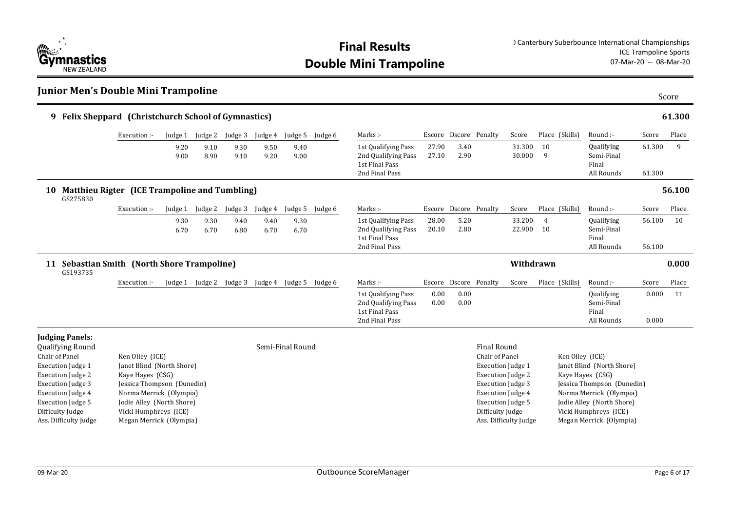# Final Results
# Double Mini Trampoline

) Canterbury Suberbounce International Championships
ICE Trampoline Sports
07-Mar-20 -- 08-Mar-20

## Junior Men's Double Mini Trampoline

Score

### 9 Felix Sheppard (Christchurch School of Gymnastics) — 61.300

| Execution :- | Judge 1 | Judge 2 | Judge 3 | Judge 4 | Judge 5 | Judge 6 |
|---|---|---|---|---|---|---|
| | 9.20 | 9.10 | 9.30 | 9.50 | 9.40 | |
| | 9.00 | 8.90 | 9.10 | 9.20 | 9.00 | |

| Marks :- | Escore | Dscore | Penalty | Score | Place (Skills) |
|---|---|---|---|---|---|
| 1st Qualifying Pass | 27.90 | 3.40 | | 31.300 | 10 |
| 2nd Qualifying Pass | 27.10 | 2.90 | | 30.000 | 9 |
| 1st Final Pass | | | | | |
| 2nd Final Pass | | | | | |

| Round :- | Score | Place |
|---|---|---|
| Qualifying | 61.300 | 9 |
| Semi-Final | | |
| Final | | |
| All Rounds | 61.300 | |

### 10 Matthieu Rigter (ICE Trampoline and Tumbling) — 56.100

GS275830

| Execution :- | Judge 1 | Judge 2 | Judge 3 | Judge 4 | Judge 5 | Judge 6 |
|---|---|---|---|---|---|---|
| | 9.30 | 9.30 | 9.40 | 9.40 | 9.30 | |
| | 6.70 | 6.70 | 6.80 | 6.70 | 6.70 | |

| Marks :- | Escore | Dscore | Penalty | Score | Place (Skills) |
|---|---|---|---|---|---|
| 1st Qualifying Pass | 28.00 | 5.20 | | 33.200 | 4 |
| 2nd Qualifying Pass | 20.10 | 2.80 | | 22.900 | 10 |
| 1st Final Pass | | | | | |
| 2nd Final Pass | | | | | |

| Round :- | Score | Place |
|---|---|---|
| Qualifying | 56.100 | 10 |
| Semi-Final | | |
| Final | | |
| All Rounds | 56.100 | |

### 11 Sebastian Smith (North Shore Trampoline) — Withdrawn — 0.000

GS193735

| Execution :- | Judge 1 | Judge 2 | Judge 3 | Judge 4 | Judge 5 | Judge 6 |
|---|---|---|---|---|---|---|

| Marks :- | Escore | Dscore | Penalty | Score | Place (Skills) |
|---|---|---|---|---|---|
| 1st Qualifying Pass | 0.00 | 0.00 | | | |
| 2nd Qualifying Pass | 0.00 | 0.00 | | | |
| 1st Final Pass | | | | | |
| 2nd Final Pass | | | | | |

| Round :- | Score | Place |
|---|---|---|
| Qualifying | 0.000 | 11 |
| Semi-Final | | |
| Final | | |
| All Rounds | 0.000 | |

**Judging Panels:**

Qualifying Round

| Role | Name |
|---|---|
| Chair of Panel | Ken Olley (ICE) |
| Execution Judge 1 | Janet Blind (North Shore) |
| Execution Judge 2 | Kaye Hayes (CSG) |
| Execution Judge 3 | Jessica Thompson (Dunedin) |
| Execution Judge 4 | Norma Merrick (Olympia) |
| Execution Judge 5 | Jodie Alley (North Shore) |
| Difficulty Judge | Vicki Humphreys (ICE) |
| Ass. Difficulty Judge | Megan Merrick (Olympia) |

Semi-Final Round

Final Round

| Role | Name |
|---|---|
| Chair of Panel | Ken Olley (ICE) |
| Execution Judge 1 | Janet Blind (North Shore) |
| Execution Judge 2 | Kaye Hayes (CSG) |
| Execution Judge 3 | Jessica Thompson (Dunedin) |
| Execution Judge 4 | Norma Merrick (Olympia) |
| Execution Judge 5 | Jodie Alley (North Shore) |
| Difficulty Judge | Vicki Humphreys (ICE) |
| Ass. Difficulty Judge | Megan Merrick (Olympia) |

09-Mar-20 Outbounce ScoreManager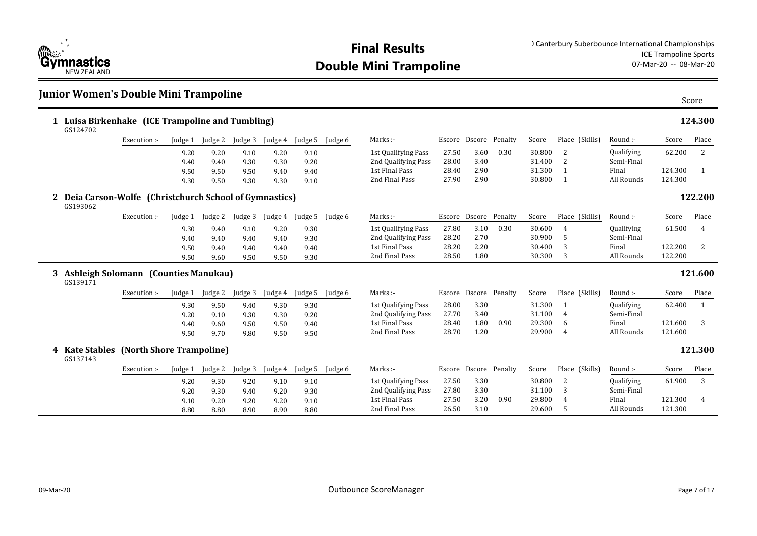# Final Results
# Double Mini Trampoline

) Canterbury Suberbounce International Championships
ICE Trampoline Sports
07-Mar-20 -- 08-Mar-20

## Junior Women's Double Mini Trampoline

Score

### 1 Luisa Birkenhake (ICE Trampoline and Tumbling) — 124.300

GS124702

| Execution :- | Judge 1 | Judge 2 | Judge 3 | Judge 4 | Judge 5 | Judge 6 | Marks :- | Escore | Dscore | Penalty | Score | Place (Skills) | Round :- | Score | Place |
|---|---|---|---|---|---|---|---|---|---|---|---|---|---|---|---|
| | 9.20 | 9.20 | 9.10 | 9.20 | 9.10 | | 1st Qualifying Pass | 27.50 | 3.60 | 0.30 | 30.800 | 2 | Qualifying | 62.200 | 2 |
| | 9.40 | 9.40 | 9.30 | 9.30 | 9.20 | | 2nd Qualifying Pass | 28.00 | 3.40 | | 31.400 | 2 | Semi-Final | | |
| | 9.50 | 9.50 | 9.50 | 9.40 | 9.40 | | 1st Final Pass | 28.40 | 2.90 | | 31.300 | 1 | Final | 124.300 | 1 |
| | 9.30 | 9.50 | 9.30 | 9.30 | 9.10 | | 2nd Final Pass | 27.90 | 2.90 | | 30.800 | 1 | All Rounds | 124.300 | |

### 2 Deia Carson-Wolfe (Christchurch School of Gymnastics) — 122.200

GS193062

| Execution :- | Judge 1 | Judge 2 | Judge 3 | Judge 4 | Judge 5 | Judge 6 | Marks :- | Escore | Dscore | Penalty | Score | Place (Skills) | Round :- | Score | Place |
|---|---|---|---|---|---|---|---|---|---|---|---|---|---|---|---|
| | 9.30 | 9.40 | 9.10 | 9.20 | 9.30 | | 1st Qualifying Pass | 27.80 | 3.10 | 0.30 | 30.600 | 4 | Qualifying | 61.500 | 4 |
| | 9.40 | 9.40 | 9.40 | 9.40 | 9.30 | | 2nd Qualifying Pass | 28.20 | 2.70 | | 30.900 | 5 | Semi-Final | | |
| | 9.50 | 9.40 | 9.40 | 9.40 | 9.40 | | 1st Final Pass | 28.20 | 2.20 | | 30.400 | 3 | Final | 122.200 | 2 |
| | 9.50 | 9.60 | 9.50 | 9.50 | 9.30 | | 2nd Final Pass | 28.50 | 1.80 | | 30.300 | 3 | All Rounds | 122.200 | |

### 3 Ashleigh Solomann (Counties Manukau) — 121.600

GS139171

| Execution :- | Judge 1 | Judge 2 | Judge 3 | Judge 4 | Judge 5 | Judge 6 | Marks :- | Escore | Dscore | Penalty | Score | Place (Skills) | Round :- | Score | Place |
|---|---|---|---|---|---|---|---|---|---|---|---|---|---|---|---|
| | 9.30 | 9.50 | 9.40 | 9.30 | 9.30 | | 1st Qualifying Pass | 28.00 | 3.30 | | 31.300 | 1 | Qualifying | 62.400 | 1 |
| | 9.20 | 9.10 | 9.30 | 9.30 | 9.20 | | 2nd Qualifying Pass | 27.70 | 3.40 | | 31.100 | 4 | Semi-Final | | |
| | 9.40 | 9.60 | 9.50 | 9.50 | 9.40 | | 1st Final Pass | 28.40 | 1.80 | 0.90 | 29.300 | 6 | Final | 121.600 | 3 |
| | 9.50 | 9.70 | 9.80 | 9.50 | 9.50 | | 2nd Final Pass | 28.70 | 1.20 | | 29.900 | 4 | All Rounds | 121.600 | |

### 4 Kate Stables (North Shore Trampoline) — 121.300

GS137143

| Execution :- | Judge 1 | Judge 2 | Judge 3 | Judge 4 | Judge 5 | Judge 6 | Marks :- | Escore | Dscore | Penalty | Score | Place (Skills) | Round :- | Score | Place |
|---|---|---|---|---|---|---|---|---|---|---|---|---|---|---|---|
| | 9.20 | 9.30 | 9.20 | 9.10 | 9.10 | | 1st Qualifying Pass | 27.50 | 3.30 | | 30.800 | 2 | Qualifying | 61.900 | 3 |
| | 9.20 | 9.30 | 9.40 | 9.20 | 9.30 | | 2nd Qualifying Pass | 27.80 | 3.30 | | 31.100 | 3 | Semi-Final | | |
| | 9.10 | 9.20 | 9.20 | 9.20 | 9.10 | | 1st Final Pass | 27.50 | 3.20 | 0.90 | 29.800 | 4 | Final | 121.300 | 4 |
| | 8.80 | 8.80 | 8.90 | 8.90 | 8.80 | | 2nd Final Pass | 26.50 | 3.10 | | 29.600 | 5 | All Rounds | 121.300 | |

09-Mar-20 Outbounce ScoreManager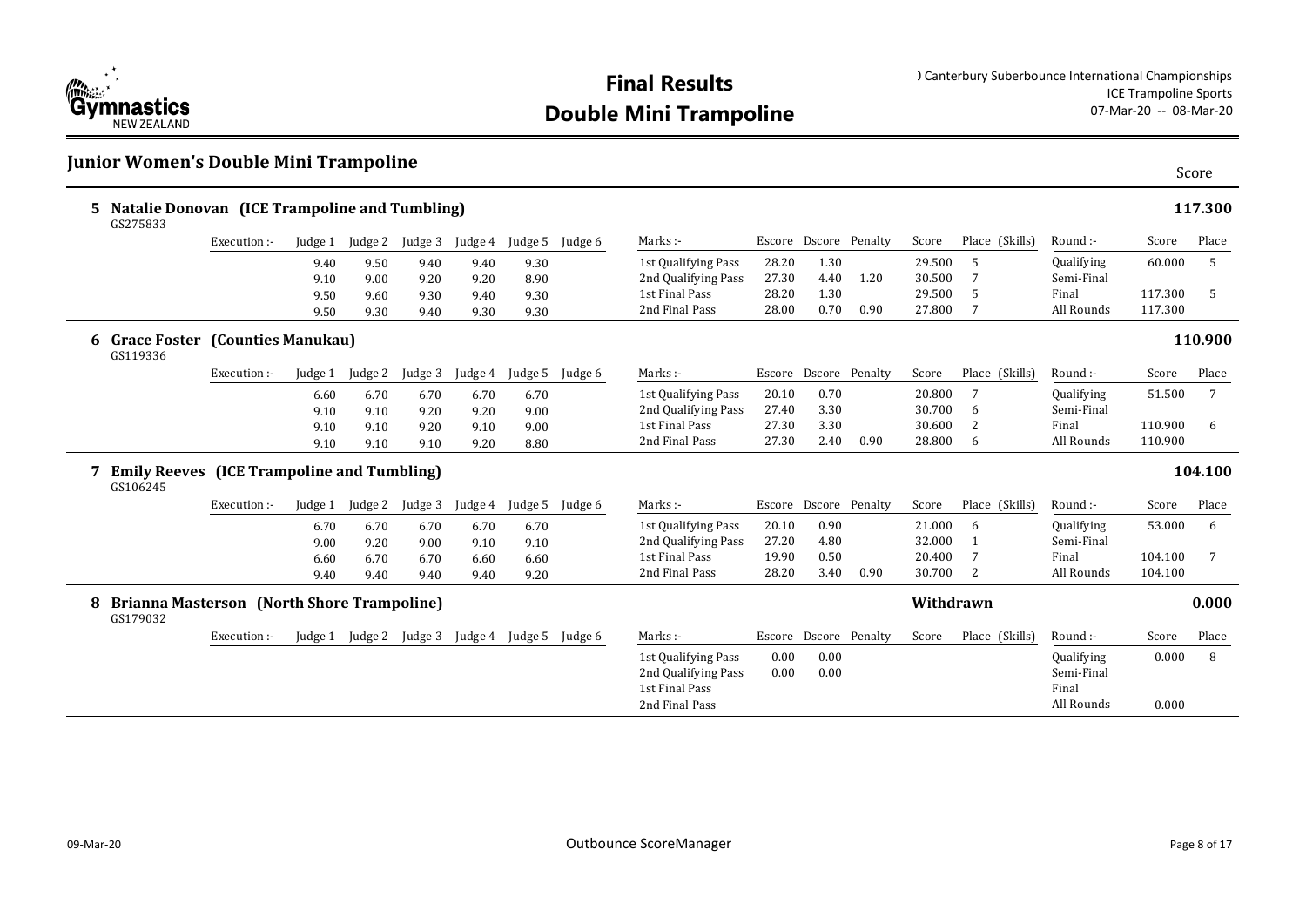# Final Results
# Double Mini Trampoline

) Canterbury Suberbounce International Championships
ICE Trampoline Sports
07-Mar-20 -- 08-Mar-20

## Junior Women's Double Mini Trampoline

Score

### 5 Natalie Donovan (ICE Trampoline and Tumbling) — 117.300
GS275833

| Execution :- | Judge 1 | Judge 2 | Judge 3 | Judge 4 | Judge 5 | Judge 6 | Marks :- | Escore | Dscore | Penalty | Score | Place (Skills) | Round :- | Score | Place |
|---|---|---|---|---|---|---|---|---|---|---|---|---|---|---|---|
| | 9.40 | 9.50 | 9.40 | 9.40 | 9.30 | | 1st Qualifying Pass | 28.20 | 1.30 | | 29.500 | 5 | Qualifying | 60.000 | 5 |
| | 9.10 | 9.00 | 9.20 | 9.20 | 8.90 | | 2nd Qualifying Pass | 27.30 | 4.40 | 1.20 | 30.500 | 7 | Semi-Final | | |
| | 9.50 | 9.60 | 9.30 | 9.40 | 9.30 | | 1st Final Pass | 28.20 | 1.30 | | 29.500 | 5 | Final | 117.300 | 5 |
| | 9.50 | 9.30 | 9.40 | 9.30 | 9.30 | | 2nd Final Pass | 28.00 | 0.70 | 0.90 | 27.800 | 7 | All Rounds | 117.300 | |

### 6 Grace Foster (Counties Manukau) — 110.900
GS119336

| Execution :- | Judge 1 | Judge 2 | Judge 3 | Judge 4 | Judge 5 | Judge 6 | Marks :- | Escore | Dscore | Penalty | Score | Place (Skills) | Round :- | Score | Place |
|---|---|---|---|---|---|---|---|---|---|---|---|---|---|---|---|
| | 6.60 | 6.70 | 6.70 | 6.70 | 6.70 | | 1st Qualifying Pass | 20.10 | 0.70 | | 20.800 | 7 | Qualifying | 51.500 | 7 |
| | 9.10 | 9.10 | 9.20 | 9.20 | 9.00 | | 2nd Qualifying Pass | 27.40 | 3.30 | | 30.700 | 6 | Semi-Final | | |
| | 9.10 | 9.10 | 9.20 | 9.10 | 9.00 | | 1st Final Pass | 27.30 | 3.30 | | 30.600 | 2 | Final | 110.900 | 6 |
| | 9.10 | 9.10 | 9.10 | 9.20 | 8.80 | | 2nd Final Pass | 27.30 | 2.40 | 0.90 | 28.800 | 6 | All Rounds | 110.900 | |

### 7 Emily Reeves (ICE Trampoline and Tumbling) — 104.100
GS106245

| Execution :- | Judge 1 | Judge 2 | Judge 3 | Judge 4 | Judge 5 | Judge 6 | Marks :- | Escore | Dscore | Penalty | Score | Place (Skills) | Round :- | Score | Place |
|---|---|---|---|---|---|---|---|---|---|---|---|---|---|---|---|
| | 6.70 | 6.70 | 6.70 | 6.70 | 6.70 | | 1st Qualifying Pass | 20.10 | 0.90 | | 21.000 | 6 | Qualifying | 53.000 | 6 |
| | 9.00 | 9.20 | 9.00 | 9.10 | 9.10 | | 2nd Qualifying Pass | 27.20 | 4.80 | | 32.000 | 1 | Semi-Final | | |
| | 6.60 | 6.70 | 6.70 | 6.60 | 6.60 | | 1st Final Pass | 19.90 | 0.50 | | 20.400 | 7 | Final | 104.100 | 7 |
| | 9.40 | 9.40 | 9.40 | 9.40 | 9.20 | | 2nd Final Pass | 28.20 | 3.40 | 0.90 | 30.700 | 2 | All Rounds | 104.100 | |

### 8 Brianna Masterson (North Shore Trampoline) — Withdrawn — 0.000
GS179032

| Execution :- | Judge 1 | Judge 2 | Judge 3 | Judge 4 | Judge 5 | Judge 6 | Marks :- | Escore | Dscore | Penalty | Score | Place (Skills) | Round :- | Score | Place |
|---|---|---|---|---|---|---|---|---|---|---|---|---|---|---|---|
| | | | | | | | 1st Qualifying Pass | 0.00 | 0.00 | | | | Qualifying | 0.000 | 8 |
| | | | | | | | 2nd Qualifying Pass | 0.00 | 0.00 | | | | Semi-Final | | |
| | | | | | | | 1st Final Pass | | | | | | Final | | |
| | | | | | | | 2nd Final Pass | | | | | | All Rounds | 0.000 | |

09-Mar-20 Outbounce ScoreManager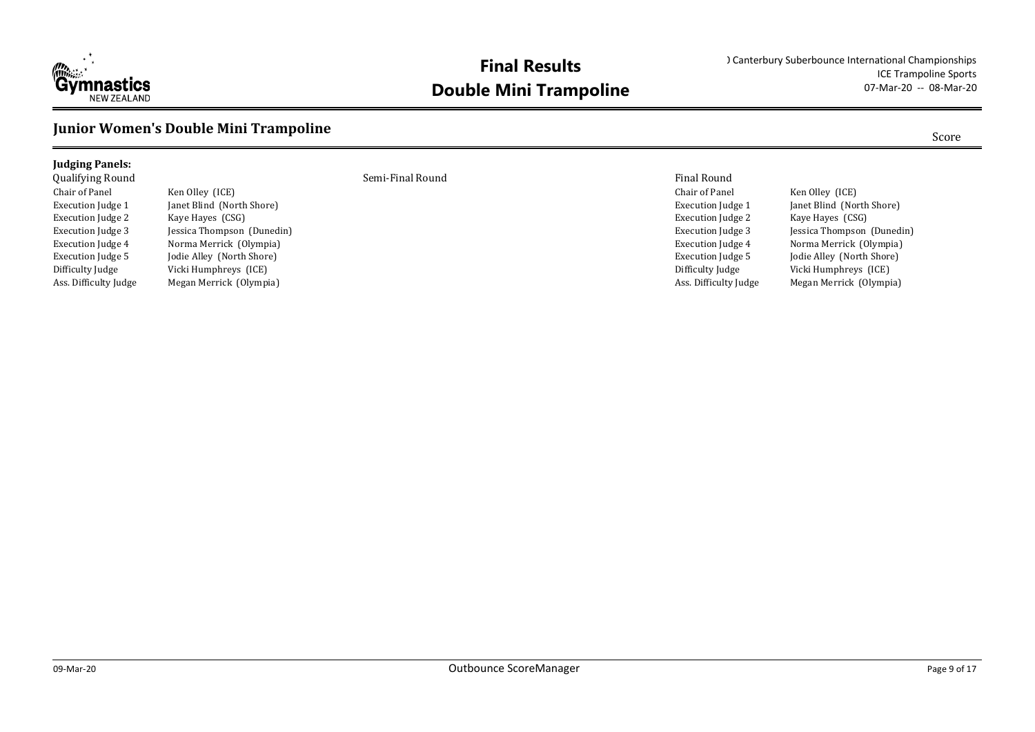# Final Results
# Double Mini Trampoline

) Canterbury Suberbounce International Championships
ICE Trampoline Sports
07-Mar-20 -- 08-Mar-20

## Junior Women's Double Mini Trampoline

Score

**Judging Panels:**

Qualifying Round

| | |
|---|---|
| Chair of Panel | Ken Olley (ICE) |
| Execution Judge 1 | Janet Blind (North Shore) |
| Execution Judge 2 | Kaye Hayes (CSG) |
| Execution Judge 3 | Jessica Thompson (Dunedin) |
| Execution Judge 4 | Norma Merrick (Olympia) |
| Execution Judge 5 | Jodie Alley (North Shore) |
| Difficulty Judge | Vicki Humphreys (ICE) |
| Ass. Difficulty Judge | Megan Merrick (Olympia) |

Semi-Final Round

Final Round

| | |
|---|---|
| Chair of Panel | Ken Olley (ICE) |
| Execution Judge 1 | Janet Blind (North Shore) |
| Execution Judge 2 | Kaye Hayes (CSG) |
| Execution Judge 3 | Jessica Thompson (Dunedin) |
| Execution Judge 4 | Norma Merrick (Olympia) |
| Execution Judge 5 | Jodie Alley (North Shore) |
| Difficulty Judge | Vicki Humphreys (ICE) |
| Ass. Difficulty Judge | Megan Merrick (Olympia) |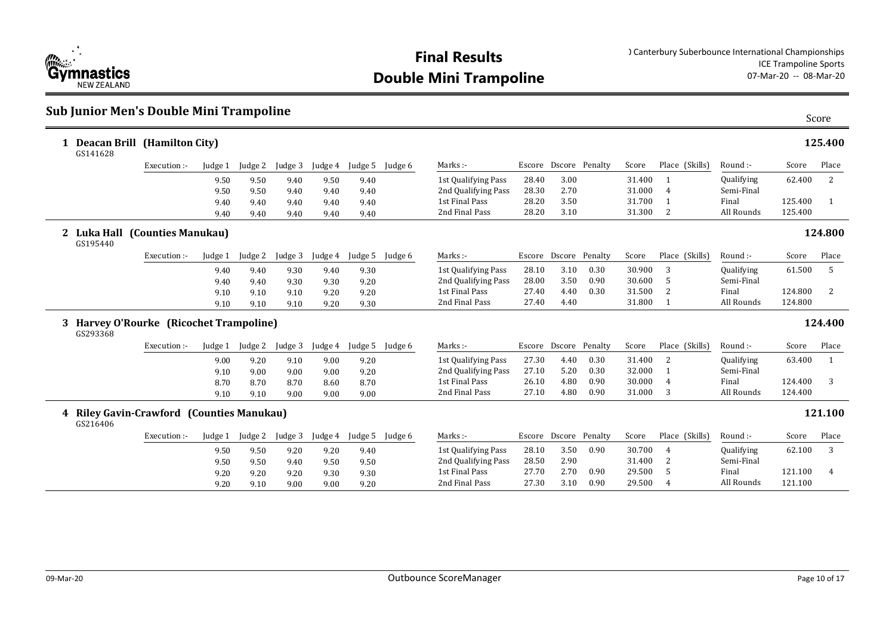# Final Results
# Double Mini Trampoline

) Canterbury Suberbounce International Championships
ICE Trampoline Sports
07-Mar-20 -- 08-Mar-20

## Sub Junior Men's Double Mini Trampoline

Score

### 1 Deacan Brill (Hamilton City) — 125.400

GS141628

| Execution :- | Judge 1 | Judge 2 | Judge 3 | Judge 4 | Judge 5 | Judge 6 | Marks :- | Escore | Dscore | Penalty | Score | Place (Skills) | Round :- | Score | Place |
|---|---|---|---|---|---|---|---|---|---|---|---|---|---|---|---|
| | 9.50 | 9.50 | 9.40 | 9.50 | 9.40 | | 1st Qualifying Pass | 28.40 | 3.00 | | 31.400 | 1 | Qualifying | 62.400 | 2 |
| | 9.50 | 9.50 | 9.40 | 9.40 | 9.40 | | 2nd Qualifying Pass | 28.30 | 2.70 | | 31.000 | 4 | Semi-Final | | |
| | 9.40 | 9.40 | 9.40 | 9.40 | 9.40 | | 1st Final Pass | 28.20 | 3.50 | | 31.700 | 1 | Final | 125.400 | 1 |
| | 9.40 | 9.40 | 9.40 | 9.40 | 9.40 | | 2nd Final Pass | 28.20 | 3.10 | | 31.300 | 2 | All Rounds | 125.400 | |

### 2 Luka Hall (Counties Manukau) — 124.800

GS195440

| Execution :- | Judge 1 | Judge 2 | Judge 3 | Judge 4 | Judge 5 | Judge 6 | Marks :- | Escore | Dscore | Penalty | Score | Place (Skills) | Round :- | Score | Place |
|---|---|---|---|---|---|---|---|---|---|---|---|---|---|---|---|
| | 9.40 | 9.40 | 9.30 | 9.40 | 9.30 | | 1st Qualifying Pass | 28.10 | 3.10 | 0.30 | 30.900 | 3 | Qualifying | 61.500 | 5 |
| | 9.40 | 9.40 | 9.30 | 9.30 | 9.20 | | 2nd Qualifying Pass | 28.00 | 3.50 | 0.90 | 30.600 | 5 | Semi-Final | | |
| | 9.10 | 9.10 | 9.10 | 9.20 | 9.20 | | 1st Final Pass | 27.40 | 4.40 | 0.30 | 31.500 | 2 | Final | 124.800 | 2 |
| | 9.10 | 9.10 | 9.10 | 9.20 | 9.30 | | 2nd Final Pass | 27.40 | 4.40 | | 31.800 | 1 | All Rounds | 124.800 | |

### 3 Harvey O'Rourke (Ricochet Trampoline) — 124.400

GS293368

| Execution :- | Judge 1 | Judge 2 | Judge 3 | Judge 4 | Judge 5 | Judge 6 | Marks :- | Escore | Dscore | Penalty | Score | Place (Skills) | Round :- | Score | Place |
|---|---|---|---|---|---|---|---|---|---|---|---|---|---|---|---|
| | 9.00 | 9.20 | 9.10 | 9.00 | 9.20 | | 1st Qualifying Pass | 27.30 | 4.40 | 0.30 | 31.400 | 2 | Qualifying | 63.400 | 1 |
| | 9.10 | 9.00 | 9.00 | 9.00 | 9.20 | | 2nd Qualifying Pass | 27.10 | 5.20 | 0.30 | 32.000 | 1 | Semi-Final | | |
| | 8.70 | 8.70 | 8.70 | 8.60 | 8.70 | | 1st Final Pass | 26.10 | 4.80 | 0.90 | 30.000 | 4 | Final | 124.400 | 3 |
| | 9.10 | 9.10 | 9.00 | 9.00 | 9.00 | | 2nd Final Pass | 27.10 | 4.80 | 0.90 | 31.000 | 3 | All Rounds | 124.400 | |

### 4 Riley Gavin-Crawford (Counties Manukau) — 121.100

GS216406

| Execution :- | Judge 1 | Judge 2 | Judge 3 | Judge 4 | Judge 5 | Judge 6 | Marks :- | Escore | Dscore | Penalty | Score | Place (Skills) | Round :- | Score | Place |
|---|---|---|---|---|---|---|---|---|---|---|---|---|---|---|---|
| | 9.50 | 9.50 | 9.20 | 9.20 | 9.40 | | 1st Qualifying Pass | 28.10 | 3.50 | 0.90 | 30.700 | 4 | Qualifying | 62.100 | 3 |
| | 9.50 | 9.50 | 9.40 | 9.50 | 9.50 | | 2nd Qualifying Pass | 28.50 | 2.90 | | 31.400 | 2 | Semi-Final | | |
| | 9.20 | 9.20 | 9.20 | 9.30 | 9.30 | | 1st Final Pass | 27.70 | 2.70 | 0.90 | 29.500 | 5 | Final | 121.100 | 4 |
| | 9.20 | 9.10 | 9.00 | 9.00 | 9.20 | | 2nd Final Pass | 27.30 | 3.10 | 0.90 | 29.500 | 4 | All Rounds | 121.100 | |

09-Mar-20 Outbounce ScoreManager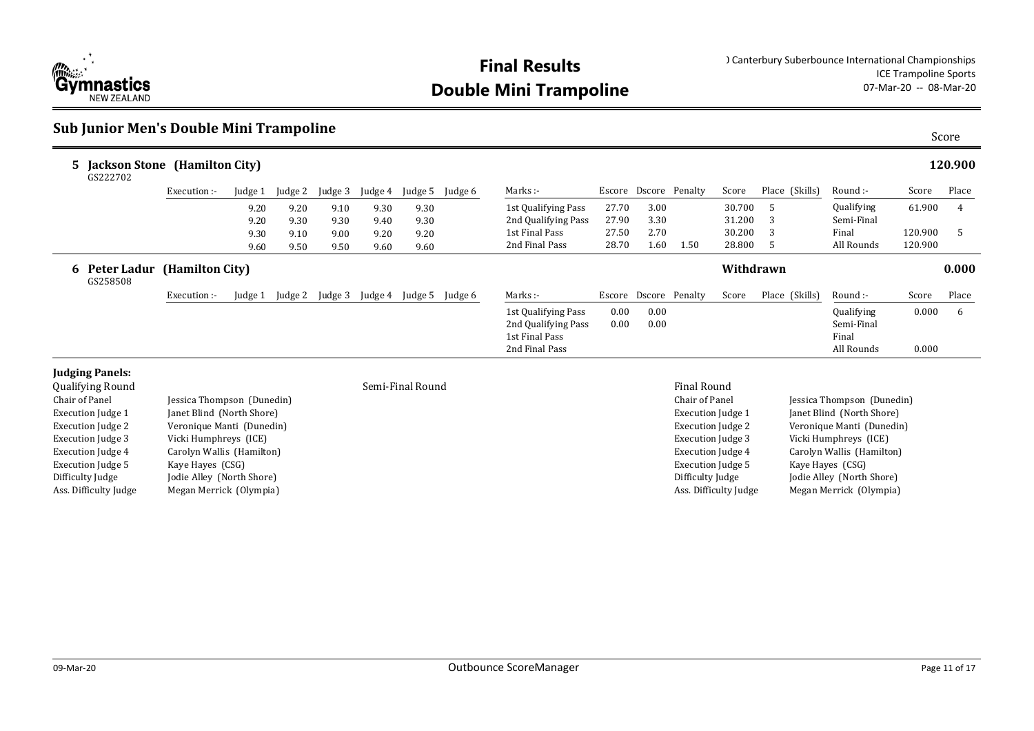# Final Results
# Double Mini Trampoline

) Canterbury Suberbounce International Championships
ICE Trampoline Sports
07-Mar-20 -- 08-Mar-20

## Sub Junior Men's Double Mini Trampoline

Score

### 5 Jackson Stone (Hamilton City) — 120.900

GS222702

| Execution :- | Judge 1 | Judge 2 | Judge 3 | Judge 4 | Judge 5 | Judge 6 |
|---|---|---|---|---|---|---|
| | 9.20 | 9.20 | 9.10 | 9.30 | 9.30 | |
| | 9.20 | 9.30 | 9.30 | 9.40 | 9.30 | |
| | 9.30 | 9.10 | 9.00 | 9.20 | 9.20 | |
| | 9.60 | 9.50 | 9.50 | 9.60 | 9.60 | |

| Marks :- | Escore | Dscore | Penalty | Score | Place (Skills) |
|---|---|---|---|---|---|
| 1st Qualifying Pass | 27.70 | 3.00 | | 30.700 | 5 |
| 2nd Qualifying Pass | 27.90 | 3.30 | | 31.200 | 3 |
| 1st Final Pass | 27.50 | 2.70 | | 30.200 | 3 |
| 2nd Final Pass | 28.70 | 1.60 | 1.50 | 28.800 | 5 |

| Round :- | Score | Place |
|---|---|---|
| Qualifying | 61.900 | 4 |
| Semi-Final | | |
| Final | 120.900 | 5 |
| All Rounds | 120.900 | |

### 6 Peter Ladur (Hamilton City) — Withdrawn — 0.000

GS258508

| Execution :- | Judge 1 | Judge 2 | Judge 3 | Judge 4 | Judge 5 | Judge 6 |
|---|---|---|---|---|---|---|

| Marks :- | Escore | Dscore | Penalty | Score | Place (Skills) |
|---|---|---|---|---|---|
| 1st Qualifying Pass | 0.00 | 0.00 | | | |
| 2nd Qualifying Pass | 0.00 | 0.00 | | | |
| 1st Final Pass | | | | | |
| 2nd Final Pass | | | | | |

| Round :- | Score | Place |
|---|---|---|
| Qualifying | 0.000 | 6 |
| Semi-Final | | |
| Final | | |
| All Rounds | 0.000 | |

**Judging Panels:**

| Qualifying Round | | Semi-Final Round | Final Round | |
|---|---|---|---|---|
| Chair of Panel | Jessica Thompson (Dunedin) | | Chair of Panel | Jessica Thompson (Dunedin) |
| Execution Judge 1 | Janet Blind (North Shore) | | Execution Judge 1 | Janet Blind (North Shore) |
| Execution Judge 2 | Veronique Manti (Dunedin) | | Execution Judge 2 | Veronique Manti (Dunedin) |
| Execution Judge 3 | Vicki Humphreys (ICE) | | Execution Judge 3 | Vicki Humphreys (ICE) |
| Execution Judge 4 | Carolyn Wallis (Hamilton) | | Execution Judge 4 | Carolyn Wallis (Hamilton) |
| Execution Judge 5 | Kaye Hayes (CSG) | | Execution Judge 5 | Kaye Hayes (CSG) |
| Difficulty Judge | Jodie Alley (North Shore) | | Difficulty Judge | Jodie Alley (North Shore) |
| Ass. Difficulty Judge | Megan Merrick (Olympia) | | Ass. Difficulty Judge | Megan Merrick (Olympia) |

09-Mar-20 Outbounce ScoreManager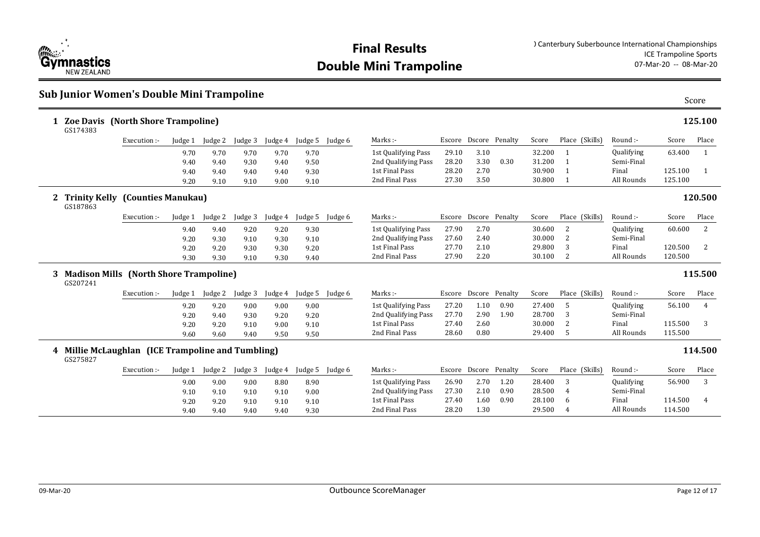# Final Results
# Double Mini Trampoline

) Canterbury Suberbounce International Championships
ICE Trampoline Sports
07-Mar-20 -- 08-Mar-20

## Sub Junior Women's Double Mini Trampoline

Score

### 1 Zoe Davis (North Shore Trampoline) — 125.100

GS174383

| Execution :- | Judge 1 | Judge 2 | Judge 3 | Judge 4 | Judge 5 | Judge 6 | Marks :- | Escore | Dscore | Penalty | Score | Place (Skills) | Round :- | Score | Place |
|---|---|---|---|---|---|---|---|---|---|---|---|---|---|---|---|
| | 9.70 | 9.70 | 9.70 | 9.70 | 9.70 | | 1st Qualifying Pass | 29.10 | 3.10 | | 32.200 | 1 | Qualifying | 63.400 | 1 |
| | 9.40 | 9.40 | 9.30 | 9.40 | 9.50 | | 2nd Qualifying Pass | 28.20 | 3.30 | 0.30 | 31.200 | 1 | Semi-Final | | |
| | 9.40 | 9.40 | 9.40 | 9.40 | 9.30 | | 1st Final Pass | 28.20 | 2.70 | | 30.900 | 1 | Final | 125.100 | 1 |
| | 9.20 | 9.10 | 9.10 | 9.00 | 9.10 | | 2nd Final Pass | 27.30 | 3.50 | | 30.800 | 1 | All Rounds | 125.100 | |

### 2 Trinity Kelly (Counties Manukau) — 120.500

GS187863

| Execution :- | Judge 1 | Judge 2 | Judge 3 | Judge 4 | Judge 5 | Judge 6 | Marks :- | Escore | Dscore | Penalty | Score | Place (Skills) | Round :- | Score | Place |
|---|---|---|---|---|---|---|---|---|---|---|---|---|---|---|---|
| | 9.40 | 9.40 | 9.20 | 9.20 | 9.30 | | 1st Qualifying Pass | 27.90 | 2.70 | | 30.600 | 2 | Qualifying | 60.600 | 2 |
| | 9.20 | 9.30 | 9.10 | 9.30 | 9.10 | | 2nd Qualifying Pass | 27.60 | 2.40 | | 30.000 | 2 | Semi-Final | | |
| | 9.20 | 9.20 | 9.30 | 9.30 | 9.20 | | 1st Final Pass | 27.70 | 2.10 | | 29.800 | 3 | Final | 120.500 | 2 |
| | 9.30 | 9.30 | 9.10 | 9.30 | 9.40 | | 2nd Final Pass | 27.90 | 2.20 | | 30.100 | 2 | All Rounds | 120.500 | |

### 3 Madison Mills (North Shore Trampoline) — 115.500

GS207241

| Execution :- | Judge 1 | Judge 2 | Judge 3 | Judge 4 | Judge 5 | Judge 6 | Marks :- | Escore | Dscore | Penalty | Score | Place (Skills) | Round :- | Score | Place |
|---|---|---|---|---|---|---|---|---|---|---|---|---|---|---|---|
| | 9.20 | 9.20 | 9.00 | 9.00 | 9.00 | | 1st Qualifying Pass | 27.20 | 1.10 | 0.90 | 27.400 | 5 | Qualifying | 56.100 | 4 |
| | 9.20 | 9.40 | 9.30 | 9.20 | 9.20 | | 2nd Qualifying Pass | 27.70 | 2.90 | 1.90 | 28.700 | 3 | Semi-Final | | |
| | 9.20 | 9.20 | 9.10 | 9.00 | 9.10 | | 1st Final Pass | 27.40 | 2.60 | | 30.000 | 2 | Final | 115.500 | 3 |
| | 9.60 | 9.60 | 9.40 | 9.50 | 9.50 | | 2nd Final Pass | 28.60 | 0.80 | | 29.400 | 5 | All Rounds | 115.500 | |

### 4 Millie McLaughlan (ICE Trampoline and Tumbling) — 114.500

GS275827

| Execution :- | Judge 1 | Judge 2 | Judge 3 | Judge 4 | Judge 5 | Judge 6 | Marks :- | Escore | Dscore | Penalty | Score | Place (Skills) | Round :- | Score | Place |
|---|---|---|---|---|---|---|---|---|---|---|---|---|---|---|---|
| | 9.00 | 9.00 | 9.00 | 8.80 | 8.90 | | 1st Qualifying Pass | 26.90 | 2.70 | 1.20 | 28.400 | 3 | Qualifying | 56.900 | 3 |
| | 9.10 | 9.10 | 9.10 | 9.10 | 9.00 | | 2nd Qualifying Pass | 27.30 | 2.10 | 0.90 | 28.500 | 4 | Semi-Final | | |
| | 9.20 | 9.20 | 9.10 | 9.10 | 9.10 | | 1st Final Pass | 27.40 | 1.60 | 0.90 | 28.100 | 6 | Final | 114.500 | 4 |
| | 9.40 | 9.40 | 9.40 | 9.40 | 9.30 | | 2nd Final Pass | 28.20 | 1.30 | | 29.500 | 4 | All Rounds | 114.500 | |

09-Mar-20 Outbounce ScoreManager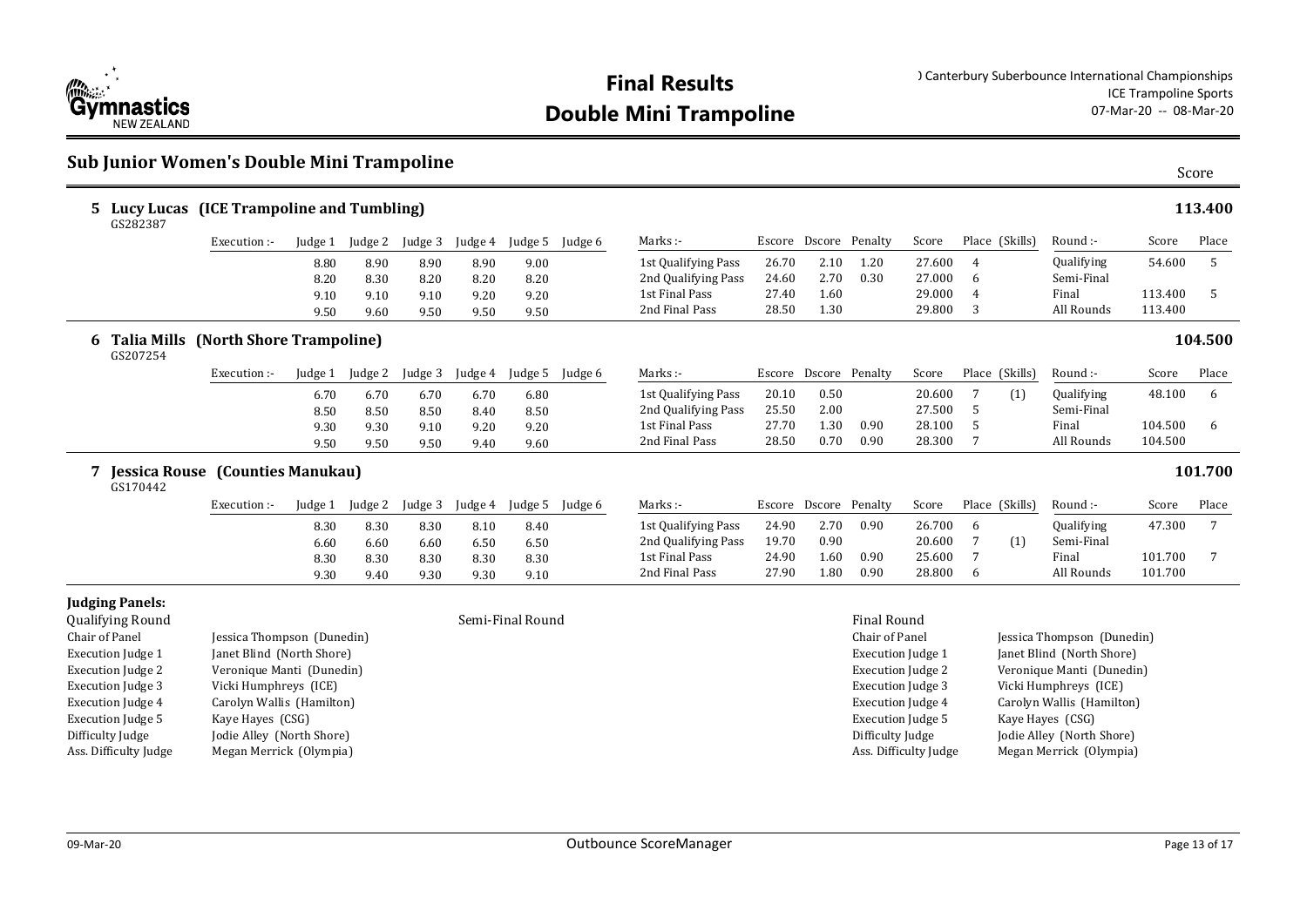# Final Results
# Double Mini Trampoline

) Canterbury Suberbounce International Championships
ICE Trampoline Sports
07-Mar-20 -- 08-Mar-20

## Sub Junior Women's Double Mini Trampoline

Score

### 5 Lucy Lucas (ICE Trampoline and Tumbling) — 113.400

GS282387

| Execution :- | Judge 1 | Judge 2 | Judge 3 | Judge 4 | Judge 5 | Judge 6 | Marks :- | Escore | Dscore | Penalty | Score | Place | (Skills) | Round :- | Score | Place |
|---|---|---|---|---|---|---|---|---|---|---|---|---|---|---|---|---|
| | 8.80 | 8.90 | 8.90 | 8.90 | 9.00 | | 1st Qualifying Pass | 26.70 | 2.10 | 1.20 | 27.600 | 4 | | Qualifying | 54.600 | 5 |
| | 8.20 | 8.30 | 8.20 | 8.20 | 8.20 | | 2nd Qualifying Pass | 24.60 | 2.70 | 0.30 | 27.000 | 6 | | Semi-Final | | |
| | 9.10 | 9.10 | 9.10 | 9.20 | 9.20 | | 1st Final Pass | 27.40 | 1.60 | | 29.000 | 4 | | Final | 113.400 | 5 |
| | 9.50 | 9.60 | 9.50 | 9.50 | 9.50 | | 2nd Final Pass | 28.50 | 1.30 | | 29.800 | 3 | | All Rounds | 113.400 | |

### 6 Talia Mills (North Shore Trampoline) — 104.500

GS207254

| Execution :- | Judge 1 | Judge 2 | Judge 3 | Judge 4 | Judge 5 | Judge 6 | Marks :- | Escore | Dscore | Penalty | Score | Place | (Skills) | Round :- | Score | Place |
|---|---|---|---|---|---|---|---|---|---|---|---|---|---|---|---|---|
| | 6.70 | 6.70 | 6.70 | 6.70 | 6.80 | | 1st Qualifying Pass | 20.10 | 0.50 | | 20.600 | 7 | (1) | Qualifying | 48.100 | 6 |
| | 8.50 | 8.50 | 8.50 | 8.40 | 8.50 | | 2nd Qualifying Pass | 25.50 | 2.00 | | 27.500 | 5 | | Semi-Final | | |
| | 9.30 | 9.30 | 9.10 | 9.20 | 9.20 | | 1st Final Pass | 27.70 | 1.30 | 0.90 | 28.100 | 5 | | Final | 104.500 | 6 |
| | 9.50 | 9.50 | 9.50 | 9.40 | 9.60 | | 2nd Final Pass | 28.50 | 0.70 | 0.90 | 28.300 | 7 | | All Rounds | 104.500 | |

### 7 Jessica Rouse (Counties Manukau) — 101.700

GS170442

| Execution :- | Judge 1 | Judge 2 | Judge 3 | Judge 4 | Judge 5 | Judge 6 | Marks :- | Escore | Dscore | Penalty | Score | Place | (Skills) | Round :- | Score | Place |
|---|---|---|---|---|---|---|---|---|---|---|---|---|---|---|---|---|
| | 8.30 | 8.30 | 8.30 | 8.10 | 8.40 | | 1st Qualifying Pass | 24.90 | 2.70 | 0.90 | 26.700 | 6 | | Qualifying | 47.300 | 7 |
| | 6.60 | 6.60 | 6.60 | 6.50 | 6.50 | | 2nd Qualifying Pass | 19.70 | 0.90 | | 20.600 | 7 | (1) | Semi-Final | | |
| | 8.30 | 8.30 | 8.30 | 8.30 | 8.30 | | 1st Final Pass | 24.90 | 1.60 | 0.90 | 25.600 | 7 | | Final | 101.700 | 7 |
| | 9.30 | 9.40 | 9.30 | 9.30 | 9.10 | | 2nd Final Pass | 27.90 | 1.80 | 0.90 | 28.800 | 6 | | All Rounds | 101.700 | |

**Judging Panels:**

| Qualifying Round | | Semi-Final Round | Final Round | |
|---|---|---|---|---|
| Chair of Panel | Jessica Thompson (Dunedin) | | Chair of Panel | Jessica Thompson (Dunedin) |
| Execution Judge 1 | Janet Blind (North Shore) | | Execution Judge 1 | Janet Blind (North Shore) |
| Execution Judge 2 | Veronique Manti (Dunedin) | | Execution Judge 2 | Veronique Manti (Dunedin) |
| Execution Judge 3 | Vicki Humphreys (ICE) | | Execution Judge 3 | Vicki Humphreys (ICE) |
| Execution Judge 4 | Carolyn Wallis (Hamilton) | | Execution Judge 4 | Carolyn Wallis (Hamilton) |
| Execution Judge 5 | Kaye Hayes (CSG) | | Execution Judge 5 | Kaye Hayes (CSG) |
| Difficulty Judge | Jodie Alley (North Shore) | | Difficulty Judge | Jodie Alley (North Shore) |
| Ass. Difficulty Judge | Megan Merrick (Olympia) | | Ass. Difficulty Judge | Megan Merrick (Olympia) |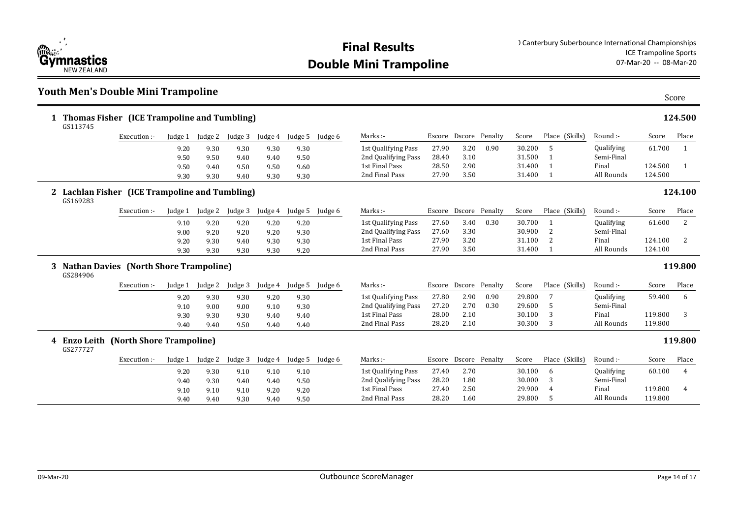# Final Results
# Double Mini Trampoline

) Canterbury Suberbounce International Championships
ICE Trampoline Sports
07-Mar-20 -- 08-Mar-20

## Youth Men's Double Mini Trampoline

### 1 Thomas Fisher (ICE Trampoline and Tumbling) — 124.500
GS113745

| Execution :- | Judge 1 | Judge 2 | Judge 3 | Judge 4 | Judge 5 | Judge 6 | Marks :- | Escore | Dscore | Penalty | Score | Place (Skills) | Round :- | Score | Place |
|---|---|---|---|---|---|---|---|---|---|---|---|---|---|---|---|
| | 9.20 | 9.30 | 9.30 | 9.30 | 9.30 | | 1st Qualifying Pass | 27.90 | 3.20 | 0.90 | 30.200 | 5 | Qualifying | 61.700 | 1 |
| | 9.50 | 9.50 | 9.40 | 9.40 | 9.50 | | 2nd Qualifying Pass | 28.40 | 3.10 | | 31.500 | 1 | Semi-Final | | |
| | 9.50 | 9.40 | 9.50 | 9.50 | 9.60 | | 1st Final Pass | 28.50 | 2.90 | | 31.400 | 1 | Final | 124.500 | 1 |
| | 9.30 | 9.30 | 9.40 | 9.30 | 9.30 | | 2nd Final Pass | 27.90 | 3.50 | | 31.400 | 1 | All Rounds | 124.500 | |

### 2 Lachlan Fisher (ICE Trampoline and Tumbling) — 124.100
GS169283

| Execution :- | Judge 1 | Judge 2 | Judge 3 | Judge 4 | Judge 5 | Judge 6 | Marks :- | Escore | Dscore | Penalty | Score | Place (Skills) | Round :- | Score | Place |
|---|---|---|---|---|---|---|---|---|---|---|---|---|---|---|---|
| | 9.10 | 9.20 | 9.20 | 9.20 | 9.20 | | 1st Qualifying Pass | 27.60 | 3.40 | 0.30 | 30.700 | 1 | Qualifying | 61.600 | 2 |
| | 9.00 | 9.20 | 9.20 | 9.20 | 9.30 | | 2nd Qualifying Pass | 27.60 | 3.30 | | 30.900 | 2 | Semi-Final | | |
| | 9.20 | 9.30 | 9.40 | 9.30 | 9.30 | | 1st Final Pass | 27.90 | 3.20 | | 31.100 | 2 | Final | 124.100 | 2 |
| | 9.30 | 9.30 | 9.30 | 9.30 | 9.20 | | 2nd Final Pass | 27.90 | 3.50 | | 31.400 | 1 | All Rounds | 124.100 | |

### 3 Nathan Davies (North Shore Trampoline) — 119.800
GS284906

| Execution :- | Judge 1 | Judge 2 | Judge 3 | Judge 4 | Judge 5 | Judge 6 | Marks :- | Escore | Dscore | Penalty | Score | Place (Skills) | Round :- | Score | Place |
|---|---|---|---|---|---|---|---|---|---|---|---|---|---|---|---|
| | 9.20 | 9.30 | 9.30 | 9.20 | 9.30 | | 1st Qualifying Pass | 27.80 | 2.90 | 0.90 | 29.800 | 7 | Qualifying | 59.400 | 6 |
| | 9.10 | 9.00 | 9.00 | 9.10 | 9.30 | | 2nd Qualifying Pass | 27.20 | 2.70 | 0.30 | 29.600 | 5 | Semi-Final | | |
| | 9.30 | 9.30 | 9.30 | 9.40 | 9.40 | | 1st Final Pass | 28.00 | 2.10 | | 30.100 | 3 | Final | 119.800 | 3 |
| | 9.40 | 9.40 | 9.50 | 9.40 | 9.40 | | 2nd Final Pass | 28.20 | 2.10 | | 30.300 | 3 | All Rounds | 119.800 | |

### 4 Enzo Leith (North Shore Trampoline) — 119.800
GS277727

| Execution :- | Judge 1 | Judge 2 | Judge 3 | Judge 4 | Judge 5 | Judge 6 | Marks :- | Escore | Dscore | Penalty | Score | Place (Skills) | Round :- | Score | Place |
|---|---|---|---|---|---|---|---|---|---|---|---|---|---|---|---|
| | 9.20 | 9.30 | 9.10 | 9.10 | 9.10 | | 1st Qualifying Pass | 27.40 | 2.70 | | 30.100 | 6 | Qualifying | 60.100 | 4 |
| | 9.40 | 9.30 | 9.40 | 9.40 | 9.50 | | 2nd Qualifying Pass | 28.20 | 1.80 | | 30.000 | 3 | Semi-Final | | |
| | 9.10 | 9.10 | 9.10 | 9.20 | 9.20 | | 1st Final Pass | 27.40 | 2.50 | | 29.900 | 4 | Final | 119.800 | 4 |
| | 9.40 | 9.40 | 9.30 | 9.40 | 9.50 | | 2nd Final Pass | 28.20 | 1.60 | | 29.800 | 5 | All Rounds | 119.800 | |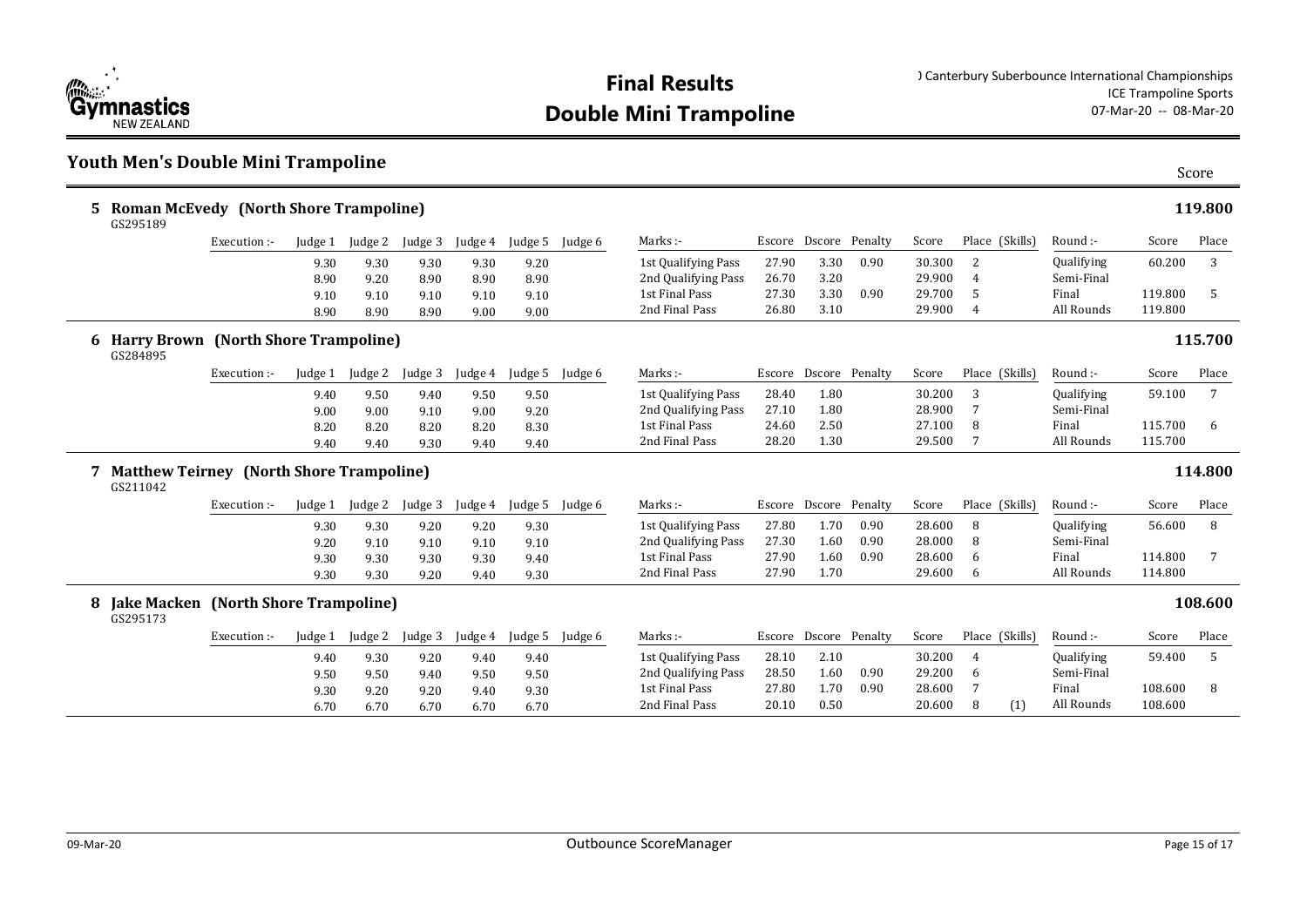# Final Results
# Double Mini Trampoline

) Canterbury Suberbounce International Championships
ICE Trampoline Sports
07-Mar-20 -- 08-Mar-20

## Youth Men's Double Mini Trampoline

Score

### 5 Roman McEvedy (North Shore Trampoline) — 119.800

GS295189

| Execution :- | Judge 1 | Judge 2 | Judge 3 | Judge 4 | Judge 5 | Judge 6 | Marks :- | Escore | Dscore | Penalty | Score | Place | (Skills) | Round :- | Score | Place |
|---|---|---|---|---|---|---|---|---|---|---|---|---|---|---|---|---|
| | 9.30 | 9.30 | 9.30 | 9.30 | 9.20 | | 1st Qualifying Pass | 27.90 | 3.30 | 0.90 | 30.300 | 2 | | Qualifying | 60.200 | 3 |
| | 8.90 | 9.20 | 8.90 | 8.90 | 8.90 | | 2nd Qualifying Pass | 26.70 | 3.20 | | 29.900 | 4 | | Semi-Final | | |
| | 9.10 | 9.10 | 9.10 | 9.10 | 9.10 | | 1st Final Pass | 27.30 | 3.30 | 0.90 | 29.700 | 5 | | Final | 119.800 | 5 |
| | 8.90 | 8.90 | 8.90 | 9.00 | 9.00 | | 2nd Final Pass | 26.80 | 3.10 | | 29.900 | 4 | | All Rounds | 119.800 | |

### 6 Harry Brown (North Shore Trampoline) — 115.700

GS284895

| Execution :- | Judge 1 | Judge 2 | Judge 3 | Judge 4 | Judge 5 | Judge 6 | Marks :- | Escore | Dscore | Penalty | Score | Place | (Skills) | Round :- | Score | Place |
|---|---|---|---|---|---|---|---|---|---|---|---|---|---|---|---|---|
| | 9.40 | 9.50 | 9.40 | 9.50 | 9.50 | | 1st Qualifying Pass | 28.40 | 1.80 | | 30.200 | 3 | | Qualifying | 59.100 | 7 |
| | 9.00 | 9.00 | 9.10 | 9.00 | 9.20 | | 2nd Qualifying Pass | 27.10 | 1.80 | | 28.900 | 7 | | Semi-Final | | |
| | 8.20 | 8.20 | 8.20 | 8.20 | 8.30 | | 1st Final Pass | 24.60 | 2.50 | | 27.100 | 8 | | Final | 115.700 | 6 |
| | 9.40 | 9.40 | 9.30 | 9.40 | 9.40 | | 2nd Final Pass | 28.20 | 1.30 | | 29.500 | 7 | | All Rounds | 115.700 | |

### 7 Matthew Teirney (North Shore Trampoline) — 114.800

GS211042

| Execution :- | Judge 1 | Judge 2 | Judge 3 | Judge 4 | Judge 5 | Judge 6 | Marks :- | Escore | Dscore | Penalty | Score | Place | (Skills) | Round :- | Score | Place |
|---|---|---|---|---|---|---|---|---|---|---|---|---|---|---|---|---|
| | 9.30 | 9.30 | 9.20 | 9.20 | 9.30 | | 1st Qualifying Pass | 27.80 | 1.70 | 0.90 | 28.600 | 8 | | Qualifying | 56.600 | 8 |
| | 9.20 | 9.10 | 9.10 | 9.10 | 9.10 | | 2nd Qualifying Pass | 27.30 | 1.60 | 0.90 | 28.000 | 8 | | Semi-Final | | |
| | 9.30 | 9.30 | 9.30 | 9.30 | 9.40 | | 1st Final Pass | 27.90 | 1.60 | 0.90 | 28.600 | 6 | | Final | 114.800 | 7 |
| | 9.30 | 9.30 | 9.20 | 9.40 | 9.30 | | 2nd Final Pass | 27.90 | 1.70 | | 29.600 | 6 | | All Rounds | 114.800 | |

### 8 Jake Macken (North Shore Trampoline) — 108.600

GS295173

| Execution :- | Judge 1 | Judge 2 | Judge 3 | Judge 4 | Judge 5 | Judge 6 | Marks :- | Escore | Dscore | Penalty | Score | Place | (Skills) | Round :- | Score | Place |
|---|---|---|---|---|---|---|---|---|---|---|---|---|---|---|---|---|
| | 9.40 | 9.30 | 9.20 | 9.40 | 9.40 | | 1st Qualifying Pass | 28.10 | 2.10 | | 30.200 | 4 | | Qualifying | 59.400 | 5 |
| | 9.50 | 9.50 | 9.40 | 9.50 | 9.50 | | 2nd Qualifying Pass | 28.50 | 1.60 | 0.90 | 29.200 | 6 | | Semi-Final | | |
| | 9.30 | 9.20 | 9.20 | 9.40 | 9.30 | | 1st Final Pass | 27.80 | 1.70 | 0.90 | 28.600 | 7 | | Final | 108.600 | 8 |
| | 6.70 | 6.70 | 6.70 | 6.70 | 6.70 | | 2nd Final Pass | 20.10 | 0.50 | | 20.600 | 8 | (1) | All Rounds | 108.600 | |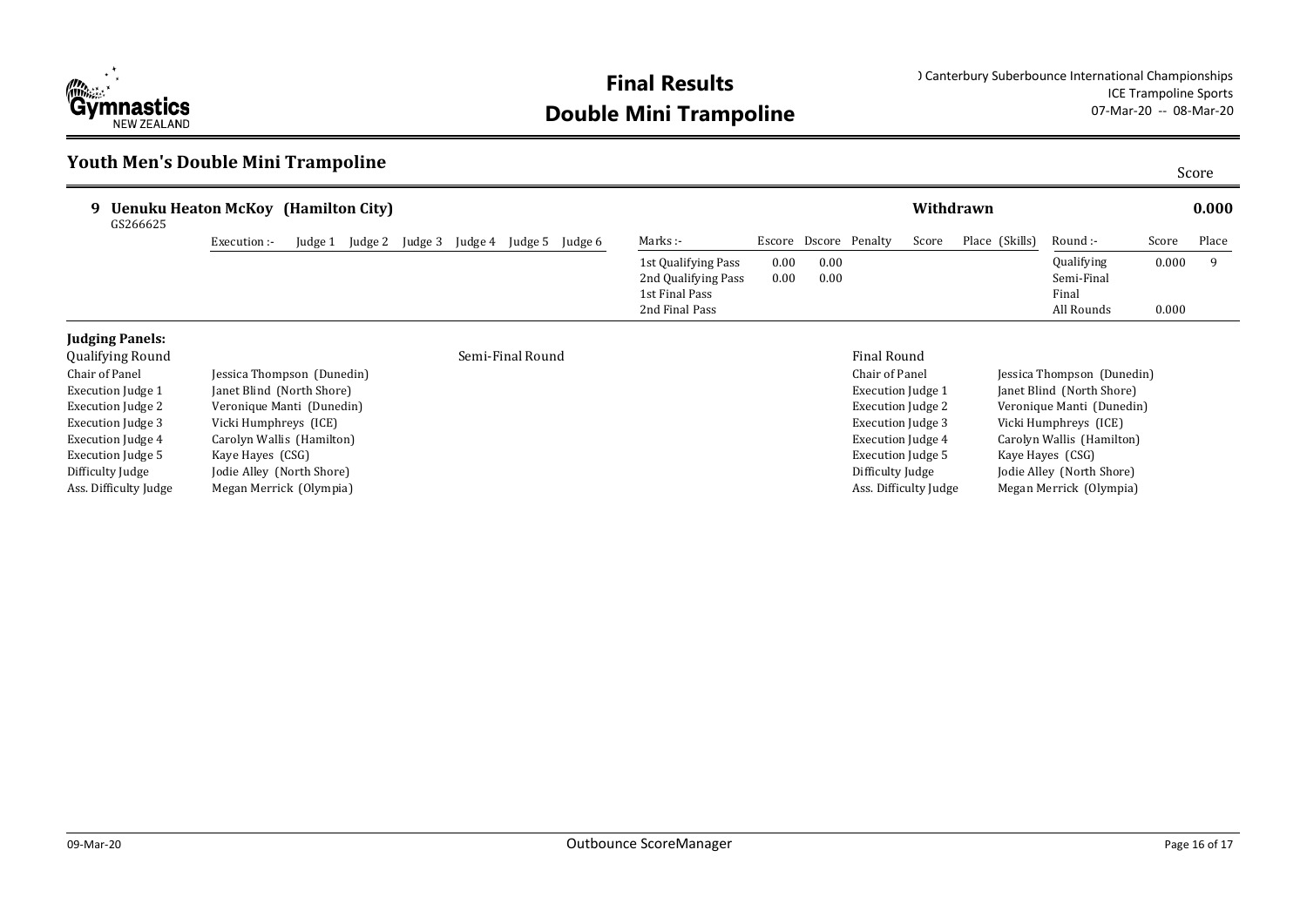# Final Results
# Double Mini Trampoline

) Canterbury Suberbounce International Championships
ICE Trampoline Sports
07-Mar-20 -- 08-Mar-20

## Youth Men's Double Mini Trampoline

Score

### 9 Uenuku Heaton McKoy (Hamilton City) — Withdrawn — 0.000

GS266625

| Execution :- | Judge 1 | Judge 2 | Judge 3 | Judge 4 | Judge 5 | Judge 6 |
|---|---|---|---|---|---|---|

| Marks :- | Escore | Dscore | Penalty | Score | Place (Skills) |
|---|---|---|---|---|---|
| 1st Qualifying Pass | 0.00 | 0.00 | | | |
| 2nd Qualifying Pass | 0.00 | 0.00 | | | |
| 1st Final Pass | | | | | |
| 2nd Final Pass | | | | | |

| Round :- | Score | Place |
|---|---|---|
| Qualifying | 0.000 | 9 |
| Semi-Final | | |
| Final | | |
| All Rounds | 0.000 | |

**Judging Panels:**

| Qualifying Round | | Semi-Final Round | Final Round | |
|---|---|---|---|---|
| Chair of Panel | Jessica Thompson (Dunedin) | | Chair of Panel | Jessica Thompson (Dunedin) |
| Execution Judge 1 | Janet Blind (North Shore) | | Execution Judge 1 | Janet Blind (North Shore) |
| Execution Judge 2 | Veronique Manti (Dunedin) | | Execution Judge 2 | Veronique Manti (Dunedin) |
| Execution Judge 3 | Vicki Humphreys (ICE) | | Execution Judge 3 | Vicki Humphreys (ICE) |
| Execution Judge 4 | Carolyn Wallis (Hamilton) | | Execution Judge 4 | Carolyn Wallis (Hamilton) |
| Execution Judge 5 | Kaye Hayes (CSG) | | Execution Judge 5 | Kaye Hayes (CSG) |
| Difficulty Judge | Jodie Alley (North Shore) | | Difficulty Judge | Jodie Alley (North Shore) |
| Ass. Difficulty Judge | Megan Merrick (Olympia) | | Ass. Difficulty Judge | Megan Merrick (Olympia) |

09-Mar-20 Outbounce ScoreManager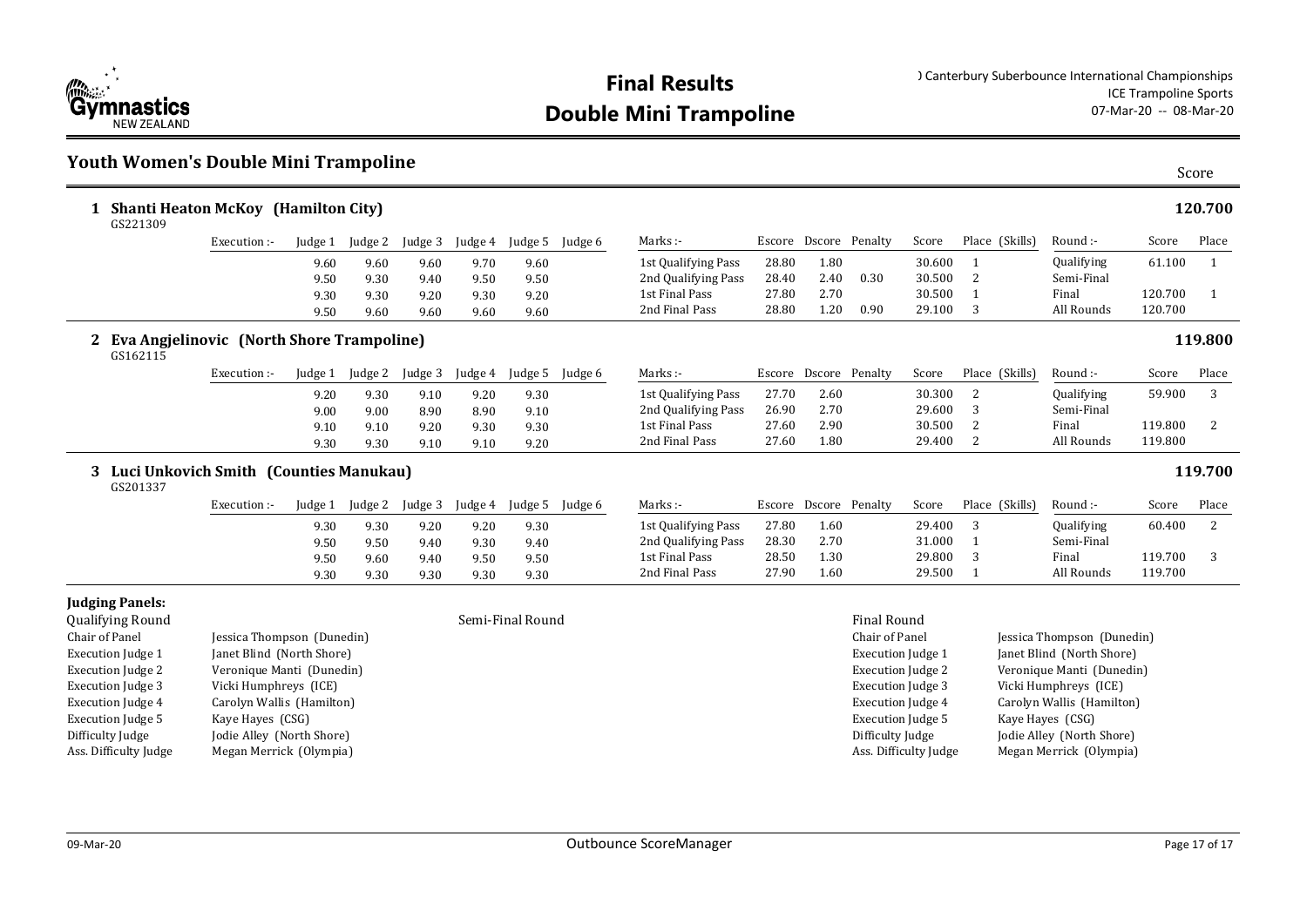# Final Results
# Double Mini Trampoline

) Canterbury Suberbounce International Championships
ICE Trampoline Sports
07-Mar-20 -- 08-Mar-20

## Youth Women's Double Mini Trampoline

Score

### 1 Shanti Heaton McKoy (Hamilton City) — 120.700

GS221309

| Execution :- | Judge 1 | Judge 2 | Judge 3 | Judge 4 | Judge 5 | Judge 6 | Marks :- | Escore | Dscore | Penalty | Score | Place (Skills) | Round :- | Score | Place |
|---|---|---|---|---|---|---|---|---|---|---|---|---|---|---|---|
| | 9.60 | 9.60 | 9.60 | 9.70 | 9.60 | | 1st Qualifying Pass | 28.80 | 1.80 | | 30.600 | 1 | Qualifying | 61.100 | 1 |
| | 9.50 | 9.30 | 9.40 | 9.50 | 9.50 | | 2nd Qualifying Pass | 28.40 | 2.40 | 0.30 | 30.500 | 2 | Semi-Final | | |
| | 9.30 | 9.30 | 9.20 | 9.30 | 9.20 | | 1st Final Pass | 27.80 | 2.70 | | 30.500 | 1 | Final | 120.700 | 1 |
| | 9.50 | 9.60 | 9.60 | 9.60 | 9.60 | | 2nd Final Pass | 28.80 | 1.20 | 0.90 | 29.100 | 3 | All Rounds | 120.700 | |

### 2 Eva Angjelinovic (North Shore Trampoline) — 119.800

GS162115

| Execution :- | Judge 1 | Judge 2 | Judge 3 | Judge 4 | Judge 5 | Judge 6 | Marks :- | Escore | Dscore | Penalty | Score | Place (Skills) | Round :- | Score | Place |
|---|---|---|---|---|---|---|---|---|---|---|---|---|---|---|---|
| | 9.20 | 9.30 | 9.10 | 9.20 | 9.30 | | 1st Qualifying Pass | 27.70 | 2.60 | | 30.300 | 2 | Qualifying | 59.900 | 3 |
| | 9.00 | 9.00 | 8.90 | 8.90 | 9.10 | | 2nd Qualifying Pass | 26.90 | 2.70 | | 29.600 | 3 | Semi-Final | | |
| | 9.10 | 9.10 | 9.20 | 9.30 | 9.30 | | 1st Final Pass | 27.60 | 2.90 | | 30.500 | 2 | Final | 119.800 | 2 |
| | 9.30 | 9.30 | 9.10 | 9.10 | 9.20 | | 2nd Final Pass | 27.60 | 1.80 | | 29.400 | 2 | All Rounds | 119.800 | |

### 3 Luci Unkovich Smith (Counties Manukau) — 119.700

GS201337

| Execution :- | Judge 1 | Judge 2 | Judge 3 | Judge 4 | Judge 5 | Judge 6 | Marks :- | Escore | Dscore | Penalty | Score | Place (Skills) | Round :- | Score | Place |
|---|---|---|---|---|---|---|---|---|---|---|---|---|---|---|---|
| | 9.30 | 9.30 | 9.20 | 9.20 | 9.30 | | 1st Qualifying Pass | 27.80 | 1.60 | | 29.400 | 3 | Qualifying | 60.400 | 2 |
| | 9.50 | 9.50 | 9.40 | 9.30 | 9.40 | | 2nd Qualifying Pass | 28.30 | 2.70 | | 31.000 | 1 | Semi-Final | | |
| | 9.50 | 9.60 | 9.40 | 9.50 | 9.50 | | 1st Final Pass | 28.50 | 1.30 | | 29.800 | 3 | Final | 119.700 | 3 |
| | 9.30 | 9.30 | 9.30 | 9.30 | 9.30 | | 2nd Final Pass | 27.90 | 1.60 | | 29.500 | 1 | All Rounds | 119.700 | |

**Judging Panels:**

Qualifying Round

| | |
|---|---|
| Chair of Panel | Jessica Thompson (Dunedin) |
| Execution Judge 1 | Janet Blind (North Shore) |
| Execution Judge 2 | Veronique Manti (Dunedin) |
| Execution Judge 3 | Vicki Humphreys (ICE) |
| Execution Judge 4 | Carolyn Wallis (Hamilton) |
| Execution Judge 5 | Kaye Hayes (CSG) |
| Difficulty Judge | Jodie Alley (North Shore) |
| Ass. Difficulty Judge | Megan Merrick (Olympia) |

Semi-Final Round

Final Round

| | |
|---|---|
| Chair of Panel | Jessica Thompson (Dunedin) |
| Execution Judge 1 | Janet Blind (North Shore) |
| Execution Judge 2 | Veronique Manti (Dunedin) |
| Execution Judge 3 | Vicki Humphreys (ICE) |
| Execution Judge 4 | Carolyn Wallis (Hamilton) |
| Execution Judge 5 | Kaye Hayes (CSG) |
| Difficulty Judge | Jodie Alley (North Shore) |
| Ass. Difficulty Judge | Megan Merrick (Olympia) |